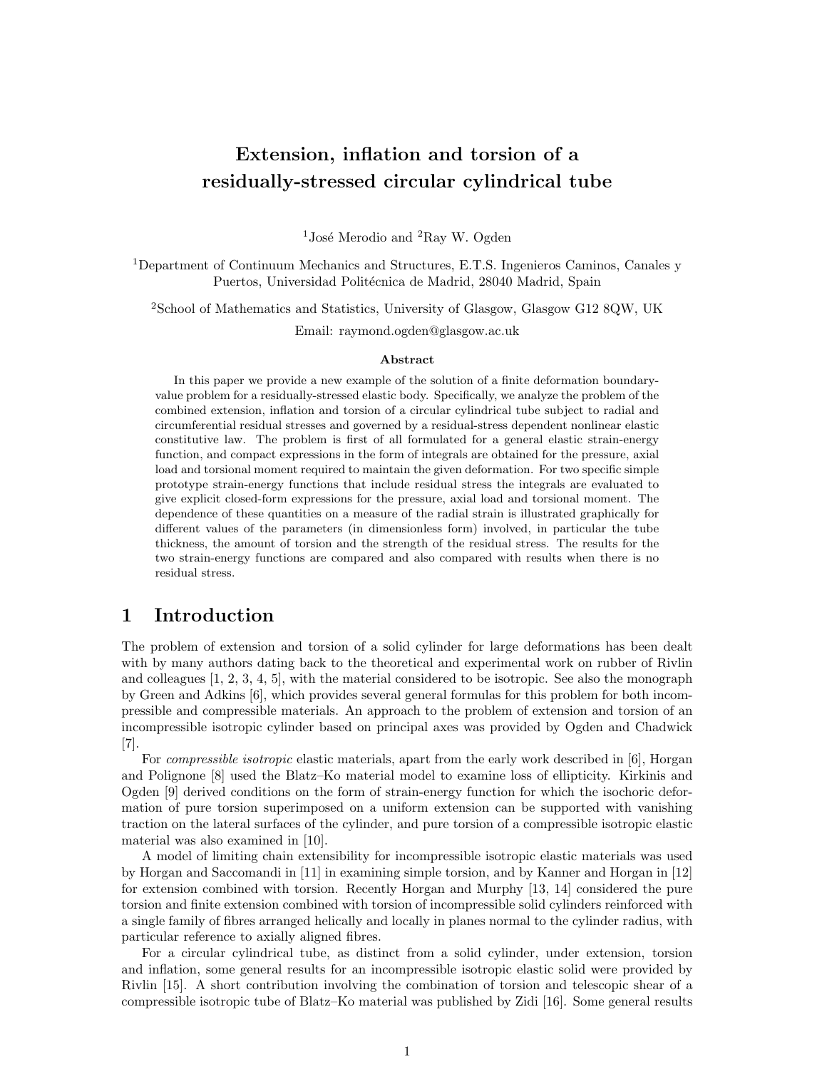# Extension, inflation and torsion of a residually-stressed circular cylindrical tube

[1]José Merodio and [2]Ray W. Ogden

[1]Department of Continuum Mechanics and Structures, E.T.S. Ingenieros Caminos, Canales y Puertos, Universidad Politécnica de Madrid, 28040 Madrid, Spain

[2]School of Mathematics and Statistics, University of Glasgow, Glasgow G12 8QW, UK

Email: raymond.ogden@glasgow.ac.uk

### Abstract

In this paper we provide a new example of the solution of a finite deformation boundary-value problem for a residually-stressed elastic body. Specifically, we analyze the problem of the combined extension, inflation and torsion of a circular cylindrical tube subject to radial and circumferential residual stresses and governed by a residual-stress dependent nonlinear elastic constitutive law. The problem is first of all formulated for a general elastic strain-energy function, and compact expressions in the form of integrals are obtained for the pressure, axial load and torsional moment required to maintain the given deformation. For two specific simple prototype strain-energy functions that include residual stress the integrals are evaluated to give explicit closed-form expressions for the pressure, axial load and torsional moment. The dependence of these quantities on a measure of the radial strain is illustrated graphically for different values of the parameters (in dimensionless form) involved, in particular the tube thickness, the amount of torsion and the strength of the residual stress. The results for the two strain-energy functions are compared and also compared with results when there is no residual stress.

## 1 Introduction

The problem of extension and torsion of a solid cylinder for large deformations has been dealt with by many authors dating back to the theoretical and experimental work on rubber of Rivlin and colleagues [1, 2, 3, 4, 5], with the material considered to be isotropic. See also the monograph by Green and Adkins [6], which provides several general formulas for this problem for both incompressible and compressible materials. An approach to the problem of extension and torsion of an incompressible isotropic cylinder based on principal axes was provided by Ogden and Chadwick [7].

For *compressible isotropic* elastic materials, apart from the early work described in [6], Horgan and Polignone [8] used the Blatz–Ko material model to examine loss of ellipticity. Kirkinis and Ogden [9] derived conditions on the form of strain-energy function for which the isochoric deformation of pure torsion superimposed on a uniform extension can be supported with vanishing traction on the lateral surfaces of the cylinder, and pure torsion of a compressible isotropic elastic material was also examined in [10].

A model of limiting chain extensibility for incompressible isotropic elastic materials was used by Horgan and Saccomandi in [11] in examining simple torsion, and by Kanner and Horgan in [12] for extension combined with torsion. Recently Horgan and Murphy [13, 14] considered the pure torsion and finite extension combined with torsion of incompressible solid cylinders reinforced with a single family of fibres arranged helically and locally in planes normal to the cylinder radius, with particular reference to axially aligned fibres.

For a circular cylindrical tube, as distinct from a solid cylinder, under extension, torsion and inflation, some general results for an incompressible isotropic elastic solid were provided by Rivlin [15]. A short contribution involving the combination of torsion and telescopic shear of a compressible isotropic tube of Blatz–Ko material was published by Zidi [16]. Some general results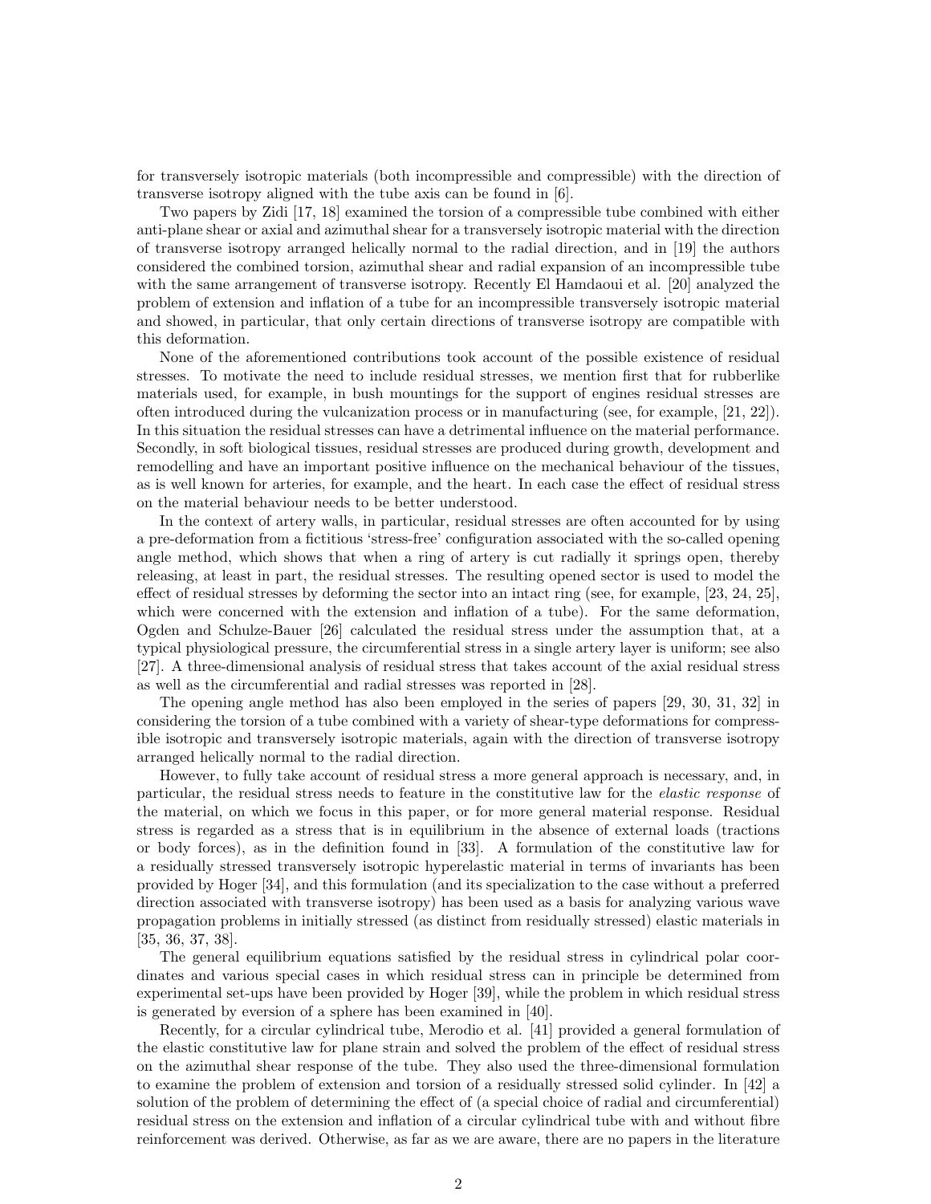for transversely isotropic materials (both incompressible and compressible) with the direction of transverse isotropy aligned with the tube axis can be found in [6].

Two papers by Zidi [17, 18] examined the torsion of a compressible tube combined with either anti-plane shear or axial and azimuthal shear for a transversely isotropic material with the direction of transverse isotropy arranged helically normal to the radial direction, and in [19] the authors considered the combined torsion, azimuthal shear and radial expansion of an incompressible tube with the same arrangement of transverse isotropy. Recently El Hamdaoui et al. [20] analyzed the problem of extension and inflation of a tube for an incompressible transversely isotropic material and showed, in particular, that only certain directions of transverse isotropy are compatible with this deformation.

None of the aforementioned contributions took account of the possible existence of residual stresses. To motivate the need to include residual stresses, we mention first that for rubberlike materials used, for example, in bush mountings for the support of engines residual stresses are often introduced during the vulcanization process or in manufacturing (see, for example, [21, 22]). In this situation the residual stresses can have a detrimental influence on the material performance. Secondly, in soft biological tissues, residual stresses are produced during growth, development and remodelling and have an important positive influence on the mechanical behaviour of the tissues, as is well known for arteries, for example, and the heart. In each case the effect of residual stress on the material behaviour needs to be better understood.

In the context of artery walls, in particular, residual stresses are often accounted for by using a pre-deformation from a fictitious 'stress-free' configuration associated with the so-called opening angle method, which shows that when a ring of artery is cut radially it springs open, thereby releasing, at least in part, the residual stresses. The resulting opened sector is used to model the effect of residual stresses by deforming the sector into an intact ring (see, for example, [23, 24, 25], which were concerned with the extension and inflation of a tube). For the same deformation, Ogden and Schulze-Bauer [26] calculated the residual stress under the assumption that, at a typical physiological pressure, the circumferential stress in a single artery layer is uniform; see also [27]. A three-dimensional analysis of residual stress that takes account of the axial residual stress as well as the circumferential and radial stresses was reported in [28].

The opening angle method has also been employed in the series of papers [29, 30, 31, 32] in considering the torsion of a tube combined with a variety of shear-type deformations for compressible isotropic and transversely isotropic materials, again with the direction of transverse isotropy arranged helically normal to the radial direction.

However, to fully take account of residual stress a more general approach is necessary, and, in particular, the residual stress needs to feature in the constitutive law for the *elastic response* of the material, on which we focus in this paper, or for more general material response. Residual stress is regarded as a stress that is in equilibrium in the absence of external loads (tractions or body forces), as in the definition found in [33]. A formulation of the constitutive law for a residually stressed transversely isotropic hyperelastic material in terms of invariants has been provided by Hoger [34], and this formulation (and its specialization to the case without a preferred direction associated with transverse isotropy) has been used as a basis for analyzing various wave propagation problems in initially stressed (as distinct from residually stressed) elastic materials in [35, 36, 37, 38].

The general equilibrium equations satisfied by the residual stress in cylindrical polar coordinates and various special cases in which residual stress can in principle be determined from experimental set-ups have been provided by Hoger [39], while the problem in which residual stress is generated by eversion of a sphere has been examined in [40].

Recently, for a circular cylindrical tube, Merodio et al. [41] provided a general formulation of the elastic constitutive law for plane strain and solved the problem of the effect of residual stress on the azimuthal shear response of the tube. They also used the three-dimensional formulation to examine the problem of extension and torsion of a residually stressed solid cylinder. In [42] a solution of the problem of determining the effect of (a special choice of radial and circumferential) residual stress on the extension and inflation of a circular cylindrical tube with and without fibre reinforcement was derived. Otherwise, as far as we are aware, there are no papers in the literature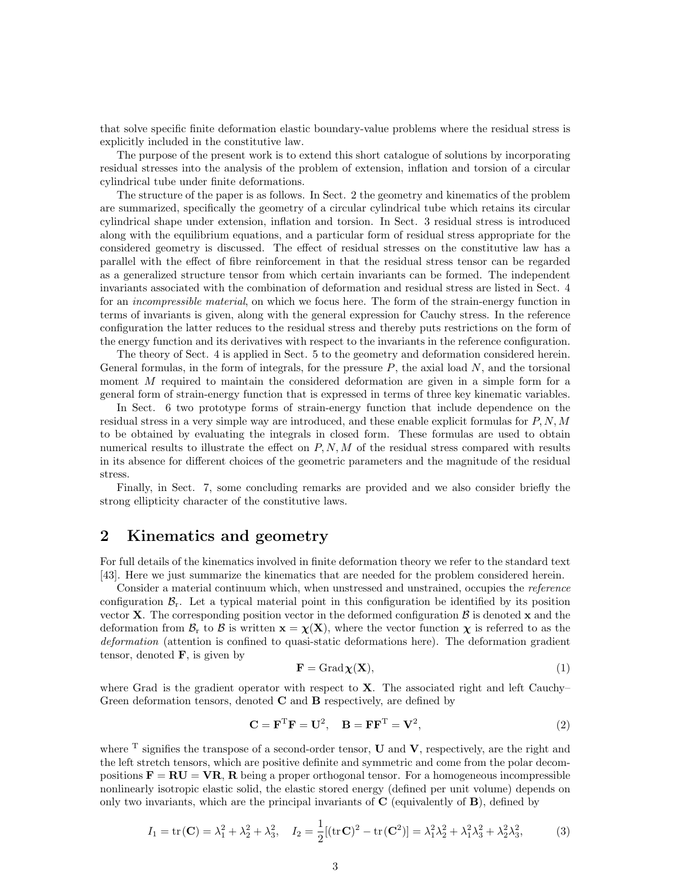that solve specific finite deformation elastic boundary-value problems where the residual stress is explicitly included in the constitutive law.

The purpose of the present work is to extend this short catalogue of solutions by incorporating residual stresses into the analysis of the problem of extension, inflation and torsion of a circular cylindrical tube under finite deformations.

The structure of the paper is as follows. In Sect. 2 the geometry and kinematics of the problem are summarized, specifically the geometry of a circular cylindrical tube which retains its circular cylindrical shape under extension, inflation and torsion. In Sect. 3 residual stress is introduced along with the equilibrium equations, and a particular form of residual stress appropriate for the considered geometry is discussed. The effect of residual stresses on the constitutive law has a parallel with the effect of fibre reinforcement in that the residual stress tensor can be regarded as a generalized structure tensor from which certain invariants can be formed. The independent invariants associated with the combination of deformation and residual stress are listed in Sect. 4 for an *incompressible material*, on which we focus here. The form of the strain-energy function in terms of invariants is given, along with the general expression for Cauchy stress. In the reference configuration the latter reduces to the residual stress and thereby puts restrictions on the form of the energy function and its derivatives with respect to the invariants in the reference configuration.

The theory of Sect. 4 is applied in Sect. 5 to the geometry and deformation considered herein. General formulas, in the form of integrals, for the pressure $P$, the axial load $N$, and the torsional moment $M$ required to maintain the considered deformation are given in a simple form for a general form of strain-energy function that is expressed in terms of three key kinematic variables.

In Sect. 6 two prototype forms of strain-energy function that include dependence on the residual stress in a very simple way are introduced, and these enable explicit formulas for $P, N, M$ to be obtained by evaluating the integrals in closed form. These formulas are used to obtain numerical results to illustrate the effect on $P, N, M$ of the residual stress compared with results in its absence for different choices of the geometric parameters and the magnitude of the residual stress.

Finally, in Sect. 7, some concluding remarks are provided and we also consider briefly the strong ellipticity character of the constitutive laws.

## 2 Kinematics and geometry

For full details of the kinematics involved in finite deformation theory we refer to the standard text [43]. Here we just summarize the kinematics that are needed for the problem considered herein.

Consider a material continuum which, when unstressed and unstrained, occupies the *reference* configuration $\mathcal{B}_\mathrm{r}$. Let a typical material point in this configuration be identified by its position vector $\mathbf{X}$. The corresponding position vector in the deformed configuration $\mathcal{B}$ is denoted $\mathbf{x}$ and the deformation from $\mathcal{B}_\mathrm{r}$ to $\mathcal{B}$ is written $\mathbf{x} = \boldsymbol{\chi}(\mathbf{X})$, where the vector function $\boldsymbol{\chi}$ is referred to as the *deformation* (attention is confined to quasi-static deformations here). The deformation gradient tensor, denoted $\mathbf{F}$, is given by

$$\mathbf{F} = \mathrm{Grad}\,\boldsymbol{\chi}(\mathbf{X}), \tag{1}$$

where Grad is the gradient operator with respect to $\mathbf{X}$. The associated right and left Cauchy–Green deformation tensors, denoted $\mathbf{C}$ and $\mathbf{B}$ respectively, are defined by

$$\mathbf{C} = \mathbf{F}^\mathrm{T}\mathbf{F} = \mathbf{U}^2, \quad \mathbf{B} = \mathbf{F}\mathbf{F}^\mathrm{T} = \mathbf{V}^2, \tag{2}$$

where $^\mathrm{T}$ signifies the transpose of a second-order tensor, $\mathbf{U}$ and $\mathbf{V}$, respectively, are the right and the left stretch tensors, which are positive definite and symmetric and come from the polar decompositions $\mathbf{F} = \mathbf{R}\mathbf{U} = \mathbf{V}\mathbf{R}$, $\mathbf{R}$ being a proper orthogonal tensor. For a homogeneous incompressible nonlinearly isotropic elastic solid, the elastic stored energy (defined per unit volume) depends on only two invariants, which are the principal invariants of $\mathbf{C}$ (equivalently of $\mathbf{B}$), defined by

$$I_1 = \mathrm{tr}\,(\mathbf{C}) = \lambda_1^2 + \lambda_2^2 + \lambda_3^2, \quad I_2 = \frac{1}{2}[(\mathrm{tr}\,\mathbf{C})^2 - \mathrm{tr}\,(\mathbf{C}^2)] = \lambda_1^2\lambda_2^2 + \lambda_1^2\lambda_3^2 + \lambda_2^2\lambda_3^2, \tag{3}$$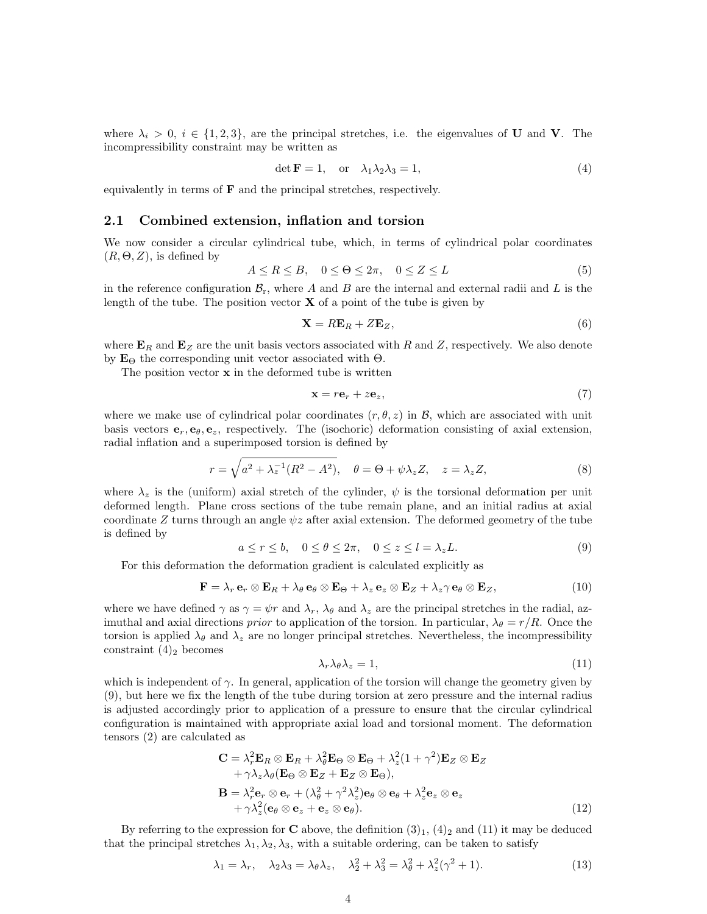where $\lambda_i > 0$, $i \in \{1, 2, 3\}$, are the principal stretches, i.e. the eigenvalues of $\mathbf{U}$ and $\mathbf{V}$. The incompressibility constraint may be written as

$$\det \mathbf{F} = 1, \quad \text{or} \quad \lambda_1\lambda_2\lambda_3 = 1, \tag{4}$$

equivalently in terms of $\mathbf{F}$ and the principal stretches, respectively.

## 2.1 Combined extension, inflation and torsion

We now consider a circular cylindrical tube, which, in terms of cylindrical polar coordinates $(R, \Theta, Z)$, is defined by

$$A \leq R \leq B, \quad 0 \leq \Theta \leq 2\pi, \quad 0 \leq Z \leq L \tag{5}$$

in the reference configuration $\mathcal{B}_r$, where $A$ and $B$ are the internal and external radii and $L$ is the length of the tube. The position vector $\mathbf{X}$ of a point of the tube is given by

$$\mathbf{X} = R\mathbf{E}_R + Z\mathbf{E}_Z, \tag{6}$$

where $\mathbf{E}_R$ and $\mathbf{E}_Z$ are the unit basis vectors associated with $R$ and $Z$, respectively. We also denote by $\mathbf{E}_\Theta$ the corresponding unit vector associated with $\Theta$.

The position vector $\mathbf{x}$ in the deformed tube is written

$$\mathbf{x} = r\mathbf{e}_r + z\mathbf{e}_z, \tag{7}$$

where we make use of cylindrical polar coordinates $(r, \theta, z)$ in $\mathcal{B}$, which are associated with unit basis vectors $\mathbf{e}_r, \mathbf{e}_\theta, \mathbf{e}_z$, respectively. The (isochoric) deformation consisting of axial extension, radial inflation and a superimposed torsion is defined by

$$r = \sqrt{a^2 + \lambda_z^{-1}(R^2 - A^2)}, \quad \theta = \Theta + \psi\lambda_z Z, \quad z = \lambda_z Z, \tag{8}$$

where $\lambda_z$ is the (uniform) axial stretch of the cylinder, $\psi$ is the torsional deformation per unit deformed length. Plane cross sections of the tube remain plane, and an initial radius at axial coordinate $Z$ turns through an angle $\psi z$ after axial extension. The deformed geometry of the tube is defined by

$$a \leq r \leq b, \quad 0 \leq \theta \leq 2\pi, \quad 0 \leq z \leq l = \lambda_z L. \tag{9}$$

For this deformation the deformation gradient is calculated explicitly as

$$\mathbf{F} = \lambda_r\, \mathbf{e}_r \otimes \mathbf{E}_R + \lambda_\theta\, \mathbf{e}_\theta \otimes \mathbf{E}_\Theta + \lambda_z\, \mathbf{e}_z \otimes \mathbf{E}_Z + \lambda_z\gamma\, \mathbf{e}_\theta \otimes \mathbf{E}_Z, \tag{10}$$

where we have defined $\gamma$ as $\gamma = \psi r$ and $\lambda_r$, $\lambda_\theta$ and $\lambda_z$ are the principal stretches in the radial, azimuthal and axial directions *prior* to application of the torsion. In particular, $\lambda_\theta = r/R$. Once the torsion is applied $\lambda_\theta$ and $\lambda_z$ are no longer principal stretches. Nevertheless, the incompressibility constraint $(4)_2$ becomes

$$\lambda_r\lambda_\theta\lambda_z = 1, \tag{11}$$

which is independent of $\gamma$. In general, application of the torsion will change the geometry given by (9), but here we fix the length of the tube during torsion at zero pressure and the internal radius is adjusted accordingly prior to application of a pressure to ensure that the circular cylindrical configuration is maintained with appropriate axial load and torsional moment. The deformation tensors (2) are calculated as

$$\begin{aligned}
\mathbf{C} &= \lambda_r^2\mathbf{E}_R \otimes \mathbf{E}_R + \lambda_\theta^2\mathbf{E}_\Theta \otimes \mathbf{E}_\Theta + \lambda_z^2(1+\gamma^2)\mathbf{E}_Z \otimes \mathbf{E}_Z \\
&\quad + \gamma\lambda_z\lambda_\theta(\mathbf{E}_\Theta \otimes \mathbf{E}_Z + \mathbf{E}_Z \otimes \mathbf{E}_\Theta), \\
\mathbf{B} &= \lambda_r^2\mathbf{e}_r \otimes \mathbf{e}_r + (\lambda_\theta^2 + \gamma^2\lambda_z^2)\mathbf{e}_\theta \otimes \mathbf{e}_\theta + \lambda_z^2\mathbf{e}_z \otimes \mathbf{e}_z \\
&\quad + \gamma\lambda_z^2(\mathbf{e}_\theta \otimes \mathbf{e}_z + \mathbf{e}_z \otimes \mathbf{e}_\theta).
\end{aligned} \tag{12}$$

By referring to the expression for $\mathbf{C}$ above, the definition $(3)_1$, $(4)_2$ and (11) it may be deduced that the principal stretches $\lambda_1, \lambda_2, \lambda_3$, with a suitable ordering, can be taken to satisfy

$$\lambda_1 = \lambda_r, \quad \lambda_2\lambda_3 = \lambda_\theta\lambda_z, \quad \lambda_2^2 + \lambda_3^2 = \lambda_\theta^2 + \lambda_z^2(\gamma^2 + 1). \tag{13}$$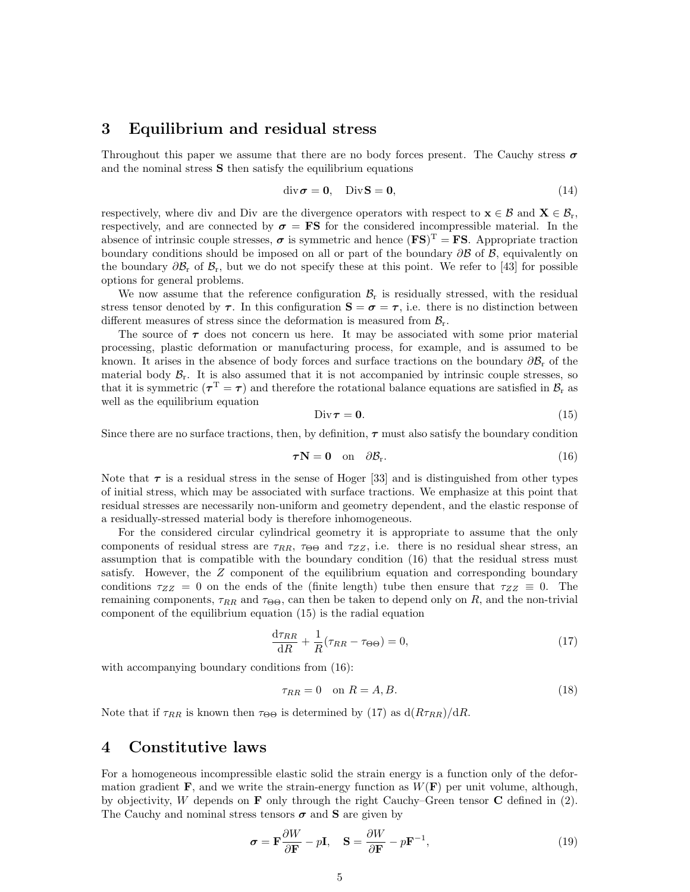## 3 Equilibrium and residual stress

Throughout this paper we assume that there are no body forces present. The Cauchy stress $\boldsymbol{\sigma}$ and the nominal stress $\mathbf{S}$ then satisfy the equilibrium equations

$$\operatorname{div}\boldsymbol{\sigma} = \mathbf{0}, \quad \operatorname{Div}\mathbf{S} = \mathbf{0}, \tag{14}$$

respectively, where div and Div are the divergence operators with respect to $\mathbf{x} \in \mathcal{B}$ and $\mathbf{X} \in \mathcal{B}_{\rm r}$, respectively, and are connected by $\boldsymbol{\sigma} = \mathbf{FS}$ for the considered incompressible material. In the absence of intrinsic couple stresses, $\boldsymbol{\sigma}$ is symmetric and hence $(\mathbf{FS})^{\rm T} = \mathbf{FS}$. Appropriate traction boundary conditions should be imposed on all or part of the boundary $\partial\mathcal{B}$ of $\mathcal{B}$, equivalently on the boundary $\partial\mathcal{B}_{\rm r}$ of $\mathcal{B}_{\rm r}$, but we do not specify these at this point. We refer to [43] for possible options for general problems.

We now assume that the reference configuration $\mathcal{B}_{\rm r}$ is residually stressed, with the residual stress tensor denoted by $\boldsymbol{\tau}$. In this configuration $\mathbf{S} = \boldsymbol{\sigma} = \boldsymbol{\tau}$, i.e. there is no distinction between different measures of stress since the deformation is measured from $\mathcal{B}_{\rm r}$.

The source of $\boldsymbol{\tau}$ does not concern us here. It may be associated with some prior material processing, plastic deformation or manufacturing process, for example, and is assumed to be known. It arises in the absence of body forces and surface tractions on the boundary $\partial\mathcal{B}_{\rm r}$ of the material body $\mathcal{B}_{\rm r}$. It is also assumed that it is not accompanied by intrinsic couple stresses, so that it is symmetric ($\boldsymbol{\tau}^{\rm T} = \boldsymbol{\tau}$) and therefore the rotational balance equations are satisfied in $\mathcal{B}_{\rm r}$ as well as the equilibrium equation

$$\operatorname{Div}\boldsymbol{\tau} = \mathbf{0}. \tag{15}$$

Since there are no surface tractions, then, by definition, $\boldsymbol{\tau}$ must also satisfy the boundary condition

$$\boldsymbol{\tau}\mathbf{N} = \mathbf{0} \quad \text{on} \quad \partial\mathcal{B}_{\rm r}. \tag{16}$$

Note that $\boldsymbol{\tau}$ is a residual stress in the sense of Hoger [33] and is distinguished from other types of initial stress, which may be associated with surface tractions. We emphasize at this point that residual stresses are necessarily non-uniform and geometry dependent, and the elastic response of a residually-stressed material body is therefore inhomogeneous.

For the considered circular cylindrical geometry it is appropriate to assume that the only components of residual stress are $\tau_{RR}$, $\tau_{\Theta\Theta}$ and $\tau_{ZZ}$, i.e. there is no residual shear stress, an assumption that is compatible with the boundary condition (16) that the residual stress must satisfy. However, the $Z$ component of the equilibrium equation and corresponding boundary conditions $\tau_{ZZ} = 0$ on the ends of the (finite length) tube then ensure that $\tau_{ZZ} \equiv 0$. The remaining components, $\tau_{RR}$ and $\tau_{\Theta\Theta}$, can then be taken to depend only on $R$, and the non-trivial component of the equilibrium equation (15) is the radial equation

$$\frac{{\rm d}\tau_{RR}}{{\rm d}R} + \frac{1}{R}(\tau_{RR} - \tau_{\Theta\Theta}) = 0, \tag{17}$$

with accompanying boundary conditions from (16):

$$\tau_{RR} = 0 \quad \text{on } R = A, B. \tag{18}$$

Note that if $\tau_{RR}$ is known then $\tau_{\Theta\Theta}$ is determined by (17) as ${\rm d}(R\tau_{RR})/{\rm d}R$.

## 4 Constitutive laws

For a homogeneous incompressible elastic solid the strain energy is a function only of the deformation gradient $\mathbf{F}$, and we write the strain-energy function as $W(\mathbf{F})$ per unit volume, although, by objectivity, $W$ depends on $\mathbf{F}$ only through the right Cauchy–Green tensor $\mathbf{C}$ defined in (2). The Cauchy and nominal stress tensors $\boldsymbol{\sigma}$ and $\mathbf{S}$ are given by

$$\boldsymbol{\sigma} = \mathbf{F}\frac{\partial W}{\partial \mathbf{F}} - p\mathbf{I}, \quad \mathbf{S} = \frac{\partial W}{\partial \mathbf{F}} - p\mathbf{F}^{-1}, \tag{19}$$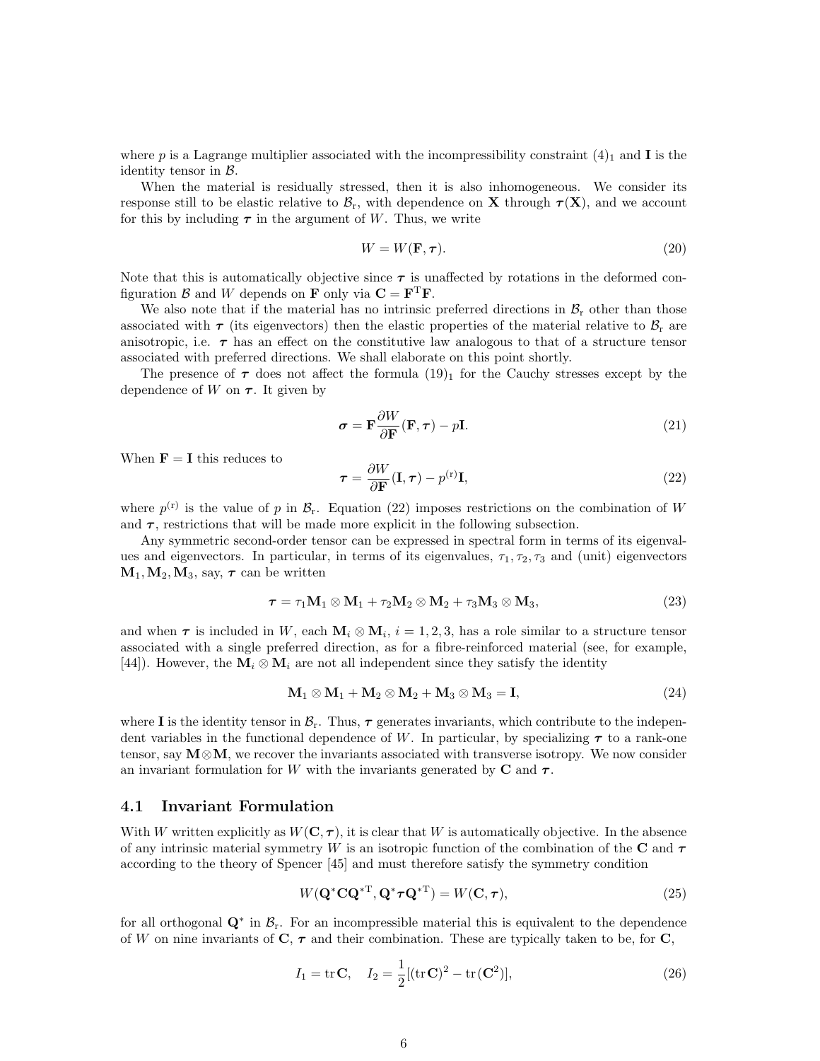where $p$ is a Lagrange multiplier associated with the incompressibility constraint $(4)_1$ and $\mathbf{I}$ is the identity tensor in $\mathcal{B}$.

When the material is residually stressed, then it is also inhomogeneous. We consider its response still to be elastic relative to $\mathcal{B}_\mathrm{r}$, with dependence on $\mathbf{X}$ through $\boldsymbol{\tau}(\mathbf{X})$, and we account for this by including $\boldsymbol{\tau}$ in the argument of $W$. Thus, we write

$$W = W(\mathbf{F}, \boldsymbol{\tau}). \tag{20}$$

Note that this is automatically objective since $\boldsymbol{\tau}$ is unaffected by rotations in the deformed configuration $\mathcal{B}$ and $W$ depends on $\mathbf{F}$ only via $\mathbf{C} = \mathbf{F}^\mathrm{T}\mathbf{F}$.

We also note that if the material has no intrinsic preferred directions in $\mathcal{B}_\mathrm{r}$ other than those associated with $\boldsymbol{\tau}$ (its eigenvectors) then the elastic properties of the material relative to $\mathcal{B}_\mathrm{r}$ are anisotropic, i.e. $\boldsymbol{\tau}$ has an effect on the constitutive law analogous to that of a structure tensor associated with preferred directions. We shall elaborate on this point shortly.

The presence of $\boldsymbol{\tau}$ does not affect the formula $(19)_1$ for the Cauchy stresses except by the dependence of $W$ on $\boldsymbol{\tau}$. It given by

$$\boldsymbol{\sigma} = \mathbf{F}\frac{\partial W}{\partial \mathbf{F}}(\mathbf{F}, \boldsymbol{\tau}) - p\mathbf{I}. \tag{21}$$

When $\mathbf{F} = \mathbf{I}$ this reduces to

$$\boldsymbol{\tau} = \frac{\partial W}{\partial \mathbf{F}}(\mathbf{I}, \boldsymbol{\tau}) - p^{(\mathrm{r})}\mathbf{I}, \tag{22}$$

where $p^{(\mathrm{r})}$ is the value of $p$ in $\mathcal{B}_\mathrm{r}$. Equation (22) imposes restrictions on the combination of $W$ and $\boldsymbol{\tau}$, restrictions that will be made more explicit in the following subsection.

Any symmetric second-order tensor can be expressed in spectral form in terms of its eigenvalues and eigenvectors. In particular, in terms of its eigenvalues, $\tau_1, \tau_2, \tau_3$ and (unit) eigenvectors $\mathbf{M}_1, \mathbf{M}_2, \mathbf{M}_3$, say, $\boldsymbol{\tau}$ can be written

$$\boldsymbol{\tau} = \tau_1\mathbf{M}_1 \otimes \mathbf{M}_1 + \tau_2\mathbf{M}_2 \otimes \mathbf{M}_2 + \tau_3\mathbf{M}_3 \otimes \mathbf{M}_3, \tag{23}$$

and when $\boldsymbol{\tau}$ is included in $W$, each $\mathbf{M}_i \otimes \mathbf{M}_i$, $i = 1, 2, 3$, has a role similar to a structure tensor associated with a single preferred direction, as for a fibre-reinforced material (see, for example, [44]). However, the $\mathbf{M}_i \otimes \mathbf{M}_i$ are not all independent since they satisfy the identity

$$\mathbf{M}_1 \otimes \mathbf{M}_1 + \mathbf{M}_2 \otimes \mathbf{M}_2 + \mathbf{M}_3 \otimes \mathbf{M}_3 = \mathbf{I}, \tag{24}$$

where $\mathbf{I}$ is the identity tensor in $\mathcal{B}_\mathrm{r}$. Thus, $\boldsymbol{\tau}$ generates invariants, which contribute to the independent variables in the functional dependence of $W$. In particular, by specializing $\boldsymbol{\tau}$ to a rank-one tensor, say $\mathbf{M}\otimes\mathbf{M}$, we recover the invariants associated with transverse isotropy. We now consider an invariant formulation for $W$ with the invariants generated by $\mathbf{C}$ and $\boldsymbol{\tau}$.

## 4.1 Invariant Formulation

With $W$ written explicitly as $W(\mathbf{C}, \boldsymbol{\tau})$, it is clear that $W$ is automatically objective. In the absence of any intrinsic material symmetry $W$ is an isotropic function of the combination of the $\mathbf{C}$ and $\boldsymbol{\tau}$ according to the theory of Spencer [45] and must therefore satisfy the symmetry condition

$$W(\mathbf{Q}^*\mathbf{C}\mathbf{Q}^{*\mathrm{T}}, \mathbf{Q}^*\boldsymbol{\tau}\mathbf{Q}^{*\mathrm{T}}) = W(\mathbf{C}, \boldsymbol{\tau}), \tag{25}$$

for all orthogonal $\mathbf{Q}^*$ in $\mathcal{B}_\mathrm{r}$. For an incompressible material this is equivalent to the dependence of $W$ on nine invariants of $\mathbf{C}$, $\boldsymbol{\tau}$ and their combination. These are typically taken to be, for $\mathbf{C}$,

$$I_1 = \mathrm{tr}\,\mathbf{C}, \quad I_2 = \frac{1}{2}[(\mathrm{tr}\,\mathbf{C})^2 - \mathrm{tr}\,(\mathbf{C}^2)], \tag{26}$$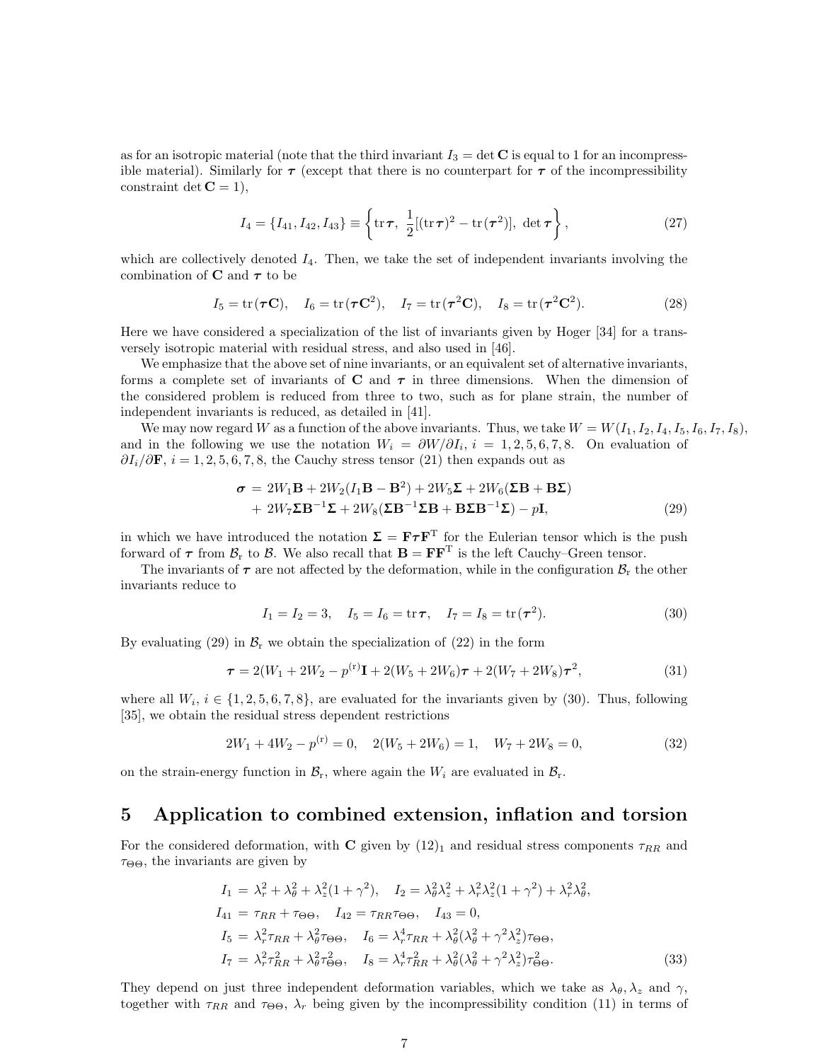as for an isotropic material (note that the third invariant $I_3 = \det \mathbf{C}$ is equal to 1 for an incompressible material). Similarly for $\boldsymbol{\tau}$ (except that there is no counterpart for $\boldsymbol{\tau}$ of the incompressibility constraint $\det \mathbf{C} = 1$),

$$I_4 = \{I_{41}, I_{42}, I_{43}\} \equiv \left\{ \mathrm{tr}\,\boldsymbol{\tau},\ \frac{1}{2}[(\mathrm{tr}\,\boldsymbol{\tau})^2 - \mathrm{tr}\,(\boldsymbol{\tau}^2)],\ \det \boldsymbol{\tau} \right\}, \tag{27}$$

which are collectively denoted $I_4$. Then, we take the set of independent invariants involving the combination of $\mathbf{C}$ and $\boldsymbol{\tau}$ to be

$$I_5 = \mathrm{tr}\,(\boldsymbol{\tau}\mathbf{C}), \quad I_6 = \mathrm{tr}\,(\boldsymbol{\tau}\mathbf{C}^2), \quad I_7 = \mathrm{tr}\,(\boldsymbol{\tau}^2\mathbf{C}), \quad I_8 = \mathrm{tr}\,(\boldsymbol{\tau}^2\mathbf{C}^2). \tag{28}$$

Here we have considered a specialization of the list of invariants given by Hoger [34] for a transversely isotropic material with residual stress, and also used in [46].

We emphasize that the above set of nine invariants, or an equivalent set of alternative invariants, forms a complete set of invariants of $\mathbf{C}$ and $\boldsymbol{\tau}$ in three dimensions. When the dimension of the considered problem is reduced from three to two, such as for plane strain, the number of independent invariants is reduced, as detailed in [41].

We may now regard $W$ as a function of the above invariants. Thus, we take $W = W(I_1, I_2, I_4, I_5, I_6, I_7, I_8)$, and in the following we use the notation $W_i = \partial W/\partial I_i$, $i = 1, 2, 5, 6, 7, 8$. On evaluation of $\partial I_i/\partial \mathbf{F}$, $i = 1, 2, 5, 6, 7, 8$, the Cauchy stress tensor (21) then expands out as

$$\begin{aligned}\boldsymbol{\sigma} &= 2W_1\mathbf{B} + 2W_2(I_1\mathbf{B} - \mathbf{B}^2) + 2W_5\boldsymbol{\Sigma} + 2W_6(\boldsymbol{\Sigma}\mathbf{B} + \mathbf{B}\boldsymbol{\Sigma}) \\ &\quad + 2W_7\boldsymbol{\Sigma}\mathbf{B}^{-1}\boldsymbol{\Sigma} + 2W_8(\boldsymbol{\Sigma}\mathbf{B}^{-1}\boldsymbol{\Sigma}\mathbf{B} + \mathbf{B}\boldsymbol{\Sigma}\mathbf{B}^{-1}\boldsymbol{\Sigma}) - p\mathbf{I},\end{aligned} \tag{29}$$

in which we have introduced the notation $\boldsymbol{\Sigma} = \mathbf{F}\boldsymbol{\tau}\mathbf{F}^{\mathrm{T}}$ for the Eulerian tensor which is the push forward of $\boldsymbol{\tau}$ from $\mathcal{B}_{\mathrm{r}}$ to $\mathcal{B}$. We also recall that $\mathbf{B} = \mathbf{F}\mathbf{F}^{\mathrm{T}}$ is the left Cauchy–Green tensor.

The invariants of $\boldsymbol{\tau}$ are not affected by the deformation, while in the configuration $\mathcal{B}_{\mathrm{r}}$ the other invariants reduce to

$$I_1 = I_2 = 3, \quad I_5 = I_6 = \mathrm{tr}\,\boldsymbol{\tau}, \quad I_7 = I_8 = \mathrm{tr}\,(\boldsymbol{\tau}^2). \tag{30}$$

By evaluating (29) in $\mathcal{B}_{\mathrm{r}}$ we obtain the specialization of (22) in the form

$$\boldsymbol{\tau} = 2(W_1 + 2W_2 - p^{(\mathrm{r})}\mathbf{I} + 2(W_5 + 2W_6)\boldsymbol{\tau} + 2(W_7 + 2W_8)\boldsymbol{\tau}^2, \tag{31}$$

where all $W_i$, $i \in \{1, 2, 5, 6, 7, 8\}$, are evaluated for the invariants given by (30). Thus, following [35], we obtain the residual stress dependent restrictions

$$2W_1 + 4W_2 - p^{(\mathrm{r})} = 0, \quad 2(W_5 + 2W_6) = 1, \quad W_7 + 2W_8 = 0, \tag{32}$$

on the strain-energy function in $\mathcal{B}_{\mathrm{r}}$, where again the $W_i$ are evaluated in $\mathcal{B}_{\mathrm{r}}$.

## 5 Application to combined extension, inflation and torsion

For the considered deformation, with $\mathbf{C}$ given by $(12)_1$ and residual stress components $\tau_{RR}$ and $\tau_{\Theta\Theta}$, the invariants are given by

$$\begin{aligned}I_1 &= \lambda_r^2 + \lambda_\theta^2 + \lambda_z^2(1+\gamma^2), \quad I_2 = \lambda_\theta^2\lambda_z^2 + \lambda_r^2\lambda_z^2(1+\gamma^2) + \lambda_r^2\lambda_\theta^2, \\ I_{41} &= \tau_{RR} + \tau_{\Theta\Theta}, \quad I_{42} = \tau_{RR}\tau_{\Theta\Theta}, \quad I_{43} = 0, \\ I_5 &= \lambda_r^2\tau_{RR} + \lambda_\theta^2\tau_{\Theta\Theta}, \quad I_6 = \lambda_r^4\tau_{RR} + \lambda_\theta^2(\lambda_\theta^2 + \gamma^2\lambda_z^2)\tau_{\Theta\Theta}, \\ I_7 &= \lambda_r^2\tau_{RR}^2 + \lambda_\theta^2\tau_{\Theta\Theta}^2, \quad I_8 = \lambda_r^4\tau_{RR}^2 + \lambda_\theta^2(\lambda_\theta^2 + \gamma^2\lambda_z^2)\tau_{\Theta\Theta}^2.\end{aligned} \tag{33}$$

They depend on just three independent deformation variables, which we take as $\lambda_\theta, \lambda_z$ and $\gamma$, together with $\tau_{RR}$ and $\tau_{\Theta\Theta}$, $\lambda_r$ being given by the incompressibility condition (11) in terms of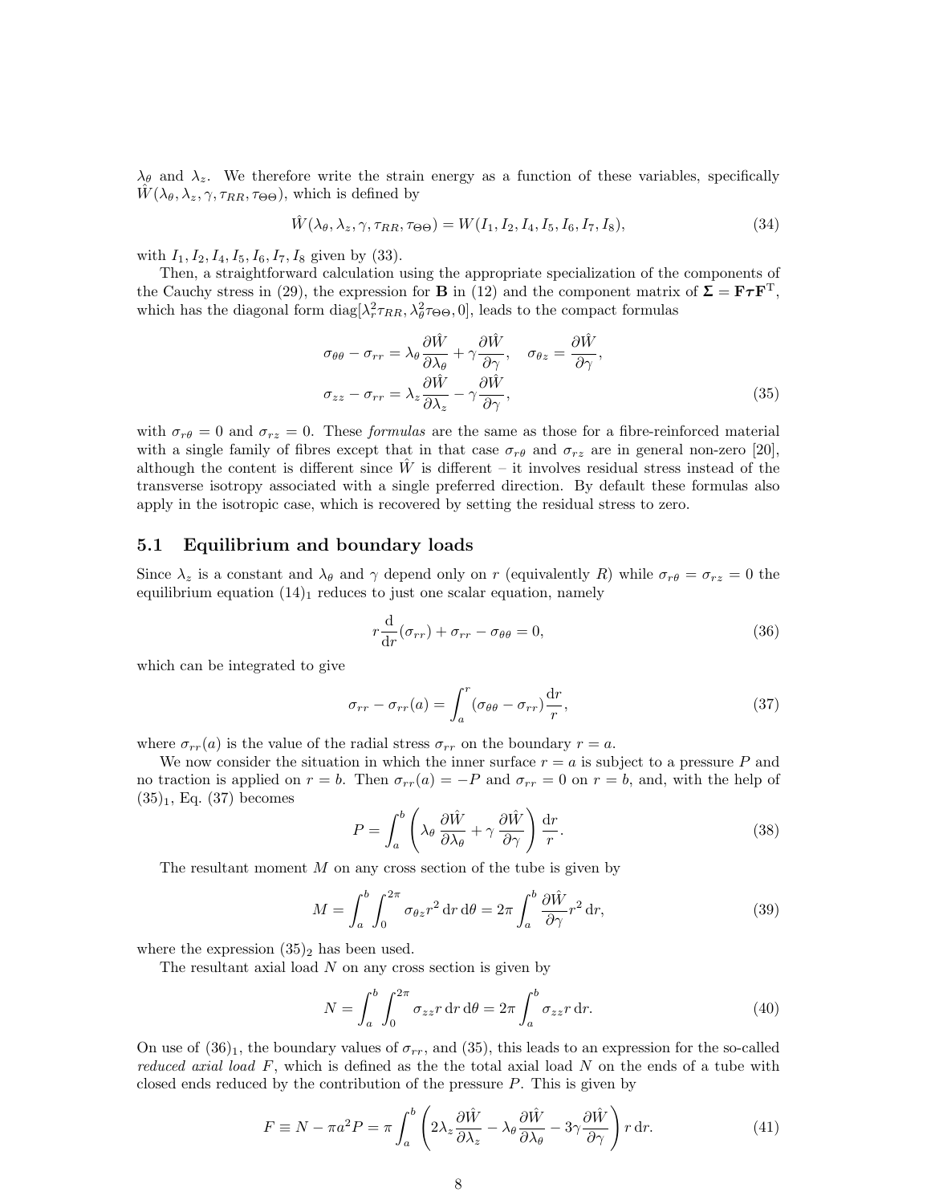$\lambda_\theta$ and $\lambda_z$. We therefore write the strain energy as a function of these variables, specifically $\hat{W}(\lambda_\theta, \lambda_z, \gamma, \tau_{RR}, \tau_{\Theta\Theta})$, which is defined by

$$\hat{W}(\lambda_\theta, \lambda_z, \gamma, \tau_{RR}, \tau_{\Theta\Theta}) = W(I_1, I_2, I_4, I_5, I_6, I_7, I_8), \tag{34}$$

with $I_1, I_2, I_4, I_5, I_6, I_7, I_8$ given by (33).

Then, a straightforward calculation using the appropriate specialization of the components of the Cauchy stress in (29), the expression for $\mathbf{B}$ in (12) and the component matrix of $\boldsymbol{\Sigma} = \mathbf{F}\boldsymbol{\tau}\mathbf{F}^{\mathrm{T}}$, which has the diagonal form diag$[\lambda_r^2\tau_{RR}, \lambda_\theta^2\tau_{\Theta\Theta}, 0]$, leads to the compact formulas

$$\sigma_{\theta\theta} - \sigma_{rr} = \lambda_\theta \frac{\partial \hat{W}}{\partial \lambda_\theta} + \gamma \frac{\partial \hat{W}}{\partial \gamma}, \quad \sigma_{\theta z} = \frac{\partial \hat{W}}{\partial \gamma},$$
$$\sigma_{zz} - \sigma_{rr} = \lambda_z \frac{\partial \hat{W}}{\partial \lambda_z} - \gamma \frac{\partial \hat{W}}{\partial \gamma}, \tag{35}$$

with $\sigma_{r\theta} = 0$ and $\sigma_{rz} = 0$. These *formulas* are the same as those for a fibre-reinforced material with a single family of fibres except that in that case $\sigma_{r\theta}$ and $\sigma_{rz}$ are in general non-zero [20], although the content is different since $\hat{W}$ is different – it involves residual stress instead of the transverse isotropy associated with a single preferred direction. By default these formulas also apply in the isotropic case, which is recovered by setting the residual stress to zero.

### 5.1 Equilibrium and boundary loads

Since $\lambda_z$ is a constant and $\lambda_\theta$ and $\gamma$ depend only on $r$ (equivalently $R$) while $\sigma_{r\theta} = \sigma_{rz} = 0$ the equilibrium equation $(14)_1$ reduces to just one scalar equation, namely

$$r\frac{\mathrm{d}}{\mathrm{d}r}(\sigma_{rr}) + \sigma_{rr} - \sigma_{\theta\theta} = 0, \tag{36}$$

which can be integrated to give

$$\sigma_{rr} - \sigma_{rr}(a) = \int_a^r (\sigma_{\theta\theta} - \sigma_{rr})\frac{\mathrm{d}r}{r}, \tag{37}$$

where $\sigma_{rr}(a)$ is the value of the radial stress $\sigma_{rr}$ on the boundary $r = a$.

We now consider the situation in which the inner surface $r = a$ is subject to a pressure $P$ and no traction is applied on $r = b$. Then $\sigma_{rr}(a) = -P$ and $\sigma_{rr} = 0$ on $r = b$, and, with the help of $(35)_1$, Eq. (37) becomes

$$P = \int_a^b \left( \lambda_\theta \frac{\partial \hat{W}}{\partial \lambda_\theta} + \gamma \frac{\partial \hat{W}}{\partial \gamma} \right) \frac{\mathrm{d}r}{r}. \tag{38}$$

The resultant moment $M$ on any cross section of the tube is given by

$$M = \int_a^b \int_0^{2\pi} \sigma_{\theta z} r^2 \,\mathrm{d}r\,\mathrm{d}\theta = 2\pi \int_a^b \frac{\partial \hat{W}}{\partial \gamma} r^2 \,\mathrm{d}r, \tag{39}$$

where the expression $(35)_2$ has been used.

The resultant axial load $N$ on any cross section is given by

$$N = \int_a^b \int_0^{2\pi} \sigma_{zz} r \,\mathrm{d}r\,\mathrm{d}\theta = 2\pi \int_a^b \sigma_{zz} r \,\mathrm{d}r. \tag{40}$$

On use of $(36)_1$, the boundary values of $\sigma_{rr}$, and (35), this leads to an expression for the so-called *reduced axial load* $F$, which is defined as the the total axial load $N$ on the ends of a tube with closed ends reduced by the contribution of the pressure $P$. This is given by

$$F \equiv N - \pi a^2 P = \pi \int_a^b \left( 2\lambda_z \frac{\partial \hat{W}}{\partial \lambda_z} - \lambda_\theta \frac{\partial \hat{W}}{\partial \lambda_\theta} - 3\gamma \frac{\partial \hat{W}}{\partial \gamma} \right) r \,\mathrm{d}r. \tag{41}$$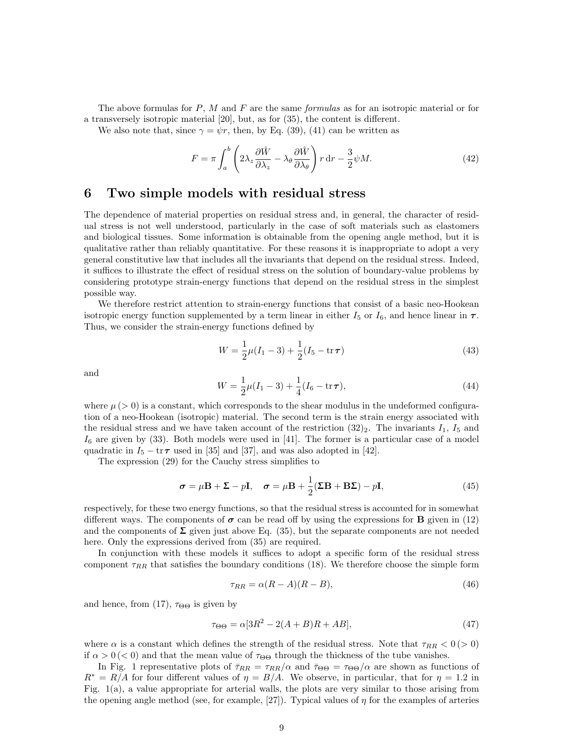The above formulas for $P$, $M$ and $F$ are the same *formulas* as for an isotropic material or for a transversely isotropic material [20], but, as for (35), the content is different.

We also note that, since $\gamma = \psi r$, then, by Eq. (39), (41) can be written as

$$F = \pi \int_a^b \left( 2\lambda_z \frac{\partial \hat{W}}{\partial \lambda_z} - \lambda_\theta \frac{\partial \hat{W}}{\partial \lambda_\theta} \right) r \, \mathrm{d}r - \frac{3}{2}\psi M. \tag{42}$$

# 6 Two simple models with residual stress

The dependence of material properties on residual stress and, in general, the character of residual stress is not well understood, particularly in the case of soft materials such as elastomers and biological tissues. Some information is obtainable from the opening angle method, but it is qualitative rather than reliably quantitative. For these reasons it is inappropriate to adopt a very general constitutive law that includes all the invariants that depend on the residual stress. Indeed, it suffices to illustrate the effect of residual stress on the solution of boundary-value problems by considering prototype strain-energy functions that depend on the residual stress in the simplest possible way.

We therefore restrict attention to strain-energy functions that consist of a basic neo-Hookean isotropic energy function supplemented by a term linear in either $I_5$ or $I_6$, and hence linear in $\boldsymbol{\tau}$. Thus, we consider the strain-energy functions defined by

$$W = \frac{1}{2}\mu(I_1 - 3) + \frac{1}{2}(I_5 - \operatorname{tr}\boldsymbol{\tau}) \tag{43}$$

and

$$W = \frac{1}{2}\mu(I_1 - 3) + \frac{1}{4}(I_6 - \operatorname{tr}\boldsymbol{\tau}), \tag{44}$$

where $\mu\,(>0)$ is a constant, which corresponds to the shear modulus in the undeformed configuration of a neo-Hookean (isotropic) material. The second term is the strain energy associated with the residual stress and we have taken account of the restriction $(32)_2$. The invariants $I_1$, $I_5$ and $I_6$ are given by (33). Both models were used in [41]. The former is a particular case of a model quadratic in $I_5 - \operatorname{tr}\boldsymbol{\tau}$ used in [35] and [37], and was also adopted in [42].

The expression (29) for the Cauchy stress simplifies to

$$\boldsymbol{\sigma} = \mu\mathbf{B} + \boldsymbol{\Sigma} - p\mathbf{I}, \quad \boldsymbol{\sigma} = \mu\mathbf{B} + \frac{1}{2}(\boldsymbol{\Sigma}\mathbf{B} + \mathbf{B}\boldsymbol{\Sigma}) - p\mathbf{I}, \tag{45}$$

respectively, for these two energy functions, so that the residual stress is accounted for in somewhat different ways. The components of $\boldsymbol{\sigma}$ can be read off by using the expressions for $\mathbf{B}$ given in (12) and the components of $\boldsymbol{\Sigma}$ given just above Eq. (35), but the separate components are not needed here. Only the expressions derived from (35) are required.

In conjunction with these models it suffices to adopt a specific form of the residual stress component $\tau_{RR}$ that satisfies the boundary conditions (18). We therefore choose the simple form

$$\tau_{RR} = \alpha(R - A)(R - B), \tag{46}$$

and hence, from (17), $\tau_{\Theta\Theta}$ is given by

$$\tau_{\Theta\Theta} = \alpha[3R^2 - 2(A + B)R + AB], \tag{47}$$

where $\alpha$ is a constant which defines the strength of the residual stress. Note that $\tau_{RR} < 0\,(>0)$ if $\alpha > 0\,(<0)$ and that the mean value of $\tau_{\Theta\Theta}$ through the thickness of the tube vanishes.

In Fig. 1 representative plots of $\bar{\tau}_{RR} = \tau_{RR}/\alpha$ and $\bar{\tau}_{\Theta\Theta} = \tau_{\Theta\Theta}/\alpha$ are shown as functions of $R^* = R/A$ for four different values of $\eta = B/A$. We observe, in particular, that for $\eta = 1.2$ in Fig. 1(a), a value appropriate for arterial walls, the plots are very similar to those arising from the opening angle method (see, for example, [27]). Typical values of $\eta$ for the examples of arteries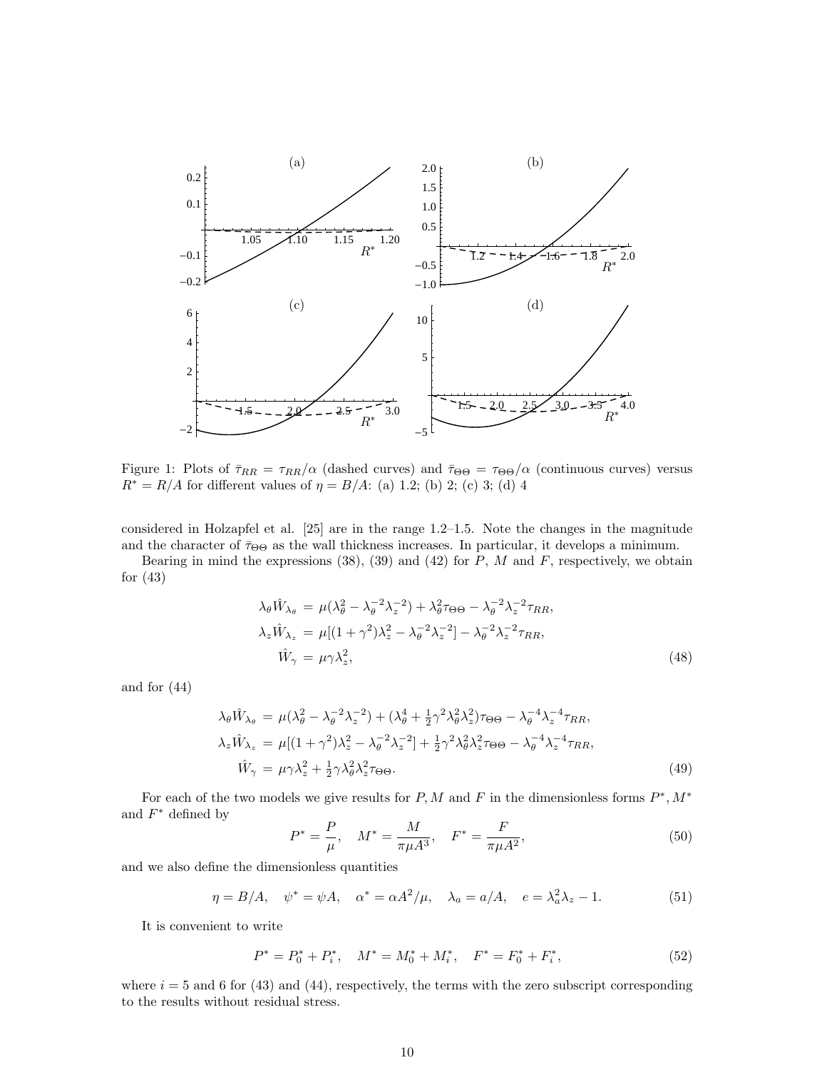Figure 1: Plots of $\bar{\tau}_{RR} = \tau_{RR}/\alpha$ (dashed curves) and $\bar{\tau}_{\Theta\Theta} = \tau_{\Theta\Theta}/\alpha$ (continuous curves) versus $R^* = R/A$ for different values of $\eta = B/A$: (a) 1.2; (b) 2; (c) 3; (d) 4

considered in Holzapfel et al. [25] are in the range 1.2–1.5. Note the changes in the magnitude and the character of $\bar{\tau}_{\Theta\Theta}$ as the wall thickness increases. In particular, it develops a minimum.

Bearing in mind the expressions (38), (39) and (42) for $P$, $M$ and $F$, respectively, we obtain for (43)

$$
\begin{aligned}
\lambda_\theta \hat{W}_{\lambda_\theta} &= \mu(\lambda_\theta^2 - \lambda_\theta^{-2}\lambda_z^{-2}) + \lambda_\theta^2 \tau_{\Theta\Theta} - \lambda_\theta^{-2}\lambda_z^{-2}\tau_{RR}, \\
\lambda_z \hat{W}_{\lambda_z} &= \mu[(1+\gamma^2)\lambda_z^2 - \lambda_\theta^{-2}\lambda_z^{-2}] - \lambda_\theta^{-2}\lambda_z^{-2}\tau_{RR}, \\
\hat{W}_\gamma &= \mu\gamma\lambda_z^2,
\end{aligned}
\tag{48}
$$

and for (44)

$$
\begin{aligned}
\lambda_\theta \hat{W}_{\lambda_\theta} &= \mu(\lambda_\theta^2 - \lambda_\theta^{-2}\lambda_z^{-2}) + (\lambda_\theta^4 + \tfrac{1}{2}\gamma^2\lambda_\theta^2\lambda_z^2)\tau_{\Theta\Theta} - \lambda_\theta^{-4}\lambda_z^{-4}\tau_{RR}, \\
\lambda_z \hat{W}_{\lambda_z} &= \mu[(1+\gamma^2)\lambda_z^2 - \lambda_\theta^{-2}\lambda_z^{-2}] + \tfrac{1}{2}\gamma^2\lambda_\theta^2\lambda_z^2\tau_{\Theta\Theta} - \lambda_\theta^{-4}\lambda_z^{-4}\tau_{RR}, \\
\hat{W}_\gamma &= \mu\gamma\lambda_z^2 + \tfrac{1}{2}\gamma\lambda_\theta^2\lambda_z^2\tau_{\Theta\Theta}.
\end{aligned}
\tag{49}
$$

For each of the two models we give results for $P, M$ and $F$ in the dimensionless forms $P^*, M^*$ and $F^*$ defined by

$$
P^* = \frac{P}{\mu}, \quad M^* = \frac{M}{\pi\mu A^3}, \quad F^* = \frac{F}{\pi\mu A^2},
\tag{50}
$$

and we also define the dimensionless quantities

$$
\eta = B/A, \quad \psi^* = \psi A, \quad \alpha^* = \alpha A^2/\mu, \quad \lambda_a = a/A, \quad e = \lambda_a^2\lambda_z - 1.
\tag{51}
$$

It is convenient to write

$$
P^* = P_0^* + P_i^*, \quad M^* = M_0^* + M_i^*, \quad F^* = F_0^* + F_i^*,
\tag{52}
$$

where $i = 5$ and 6 for (43) and (44), respectively, the terms with the zero subscript corresponding to the results without residual stress.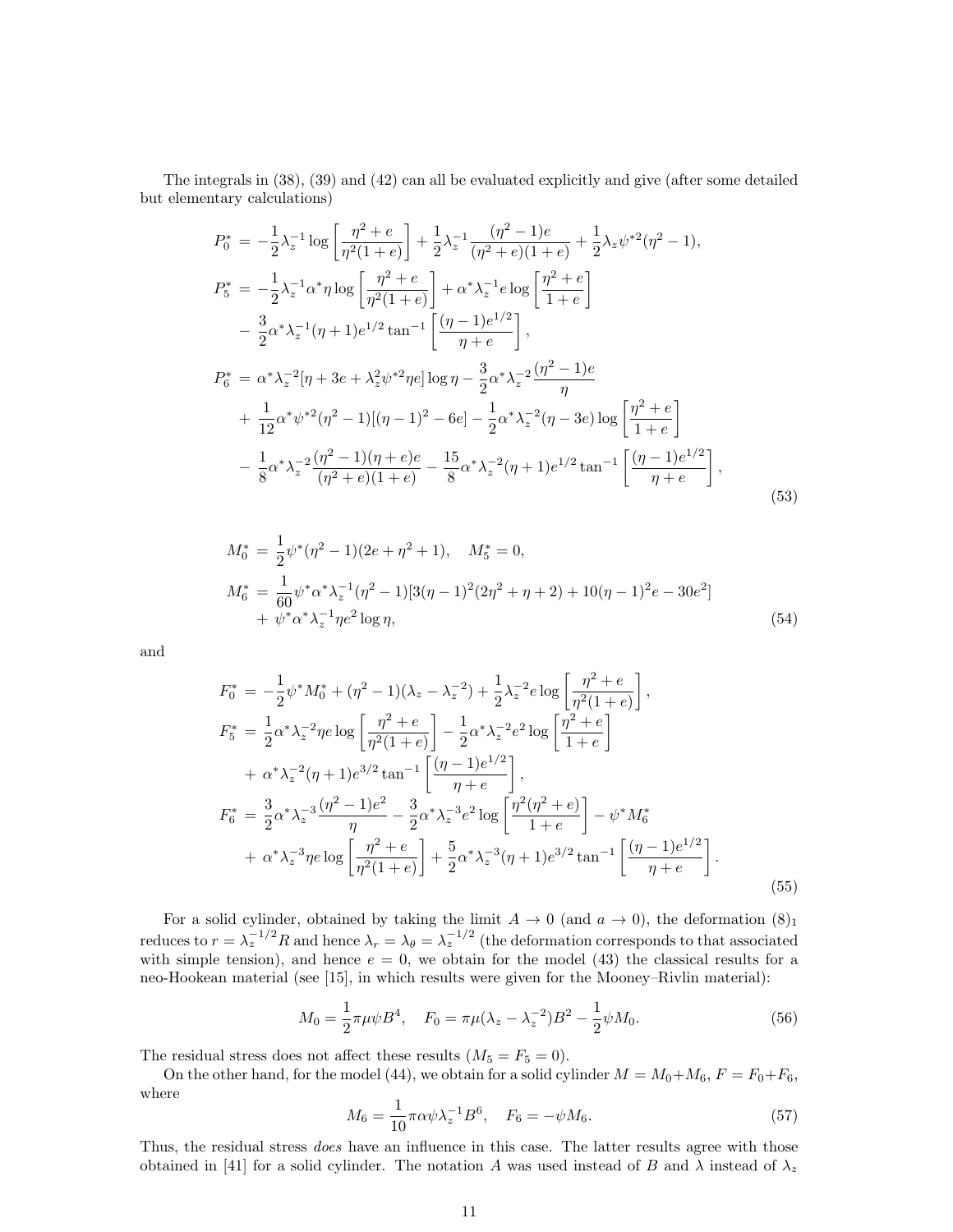The integrals in (38), (39) and (42) can all be evaluated explicitly and give (after some detailed but elementary calculations)

$$
\begin{aligned}
P_0^* &= -\frac{1}{2}\lambda_z^{-1}\log\left[\frac{\eta^2+e}{\eta^2(1+e)}\right] + \frac{1}{2}\lambda_z^{-1}\frac{(\eta^2-1)e}{(\eta^2+e)(1+e)} + \frac{1}{2}\lambda_z\psi^{*2}(\eta^2-1),\\
P_5^* &= -\frac{1}{2}\lambda_z^{-1}\alpha^*\eta\log\left[\frac{\eta^2+e}{\eta^2(1+e)}\right] + \alpha^*\lambda_z^{-1}e\log\left[\frac{\eta^2+e}{1+e}\right]\\
&- \frac{3}{2}\alpha^*\lambda_z^{-1}(\eta+1)e^{1/2}\tan^{-1}\left[\frac{(\eta-1)e^{1/2}}{\eta+e}\right],\\
P_6^* &= \alpha^*\lambda_z^{-2}[\eta+3e+\lambda_z^2\psi^{*2}\eta e]\log\eta - \frac{3}{2}\alpha^*\lambda_z^{-2}\frac{(\eta^2-1)e}{\eta}\\
&+ \frac{1}{12}\alpha^*\psi^{*2}(\eta^2-1)[(\eta-1)^2-6e] - \frac{1}{2}\alpha^*\lambda_z^{-2}(\eta-3e)\log\left[\frac{\eta^2+e}{1+e}\right]\\
&- \frac{1}{8}\alpha^*\lambda_z^{-2}\frac{(\eta^2-1)(\eta+e)e}{(\eta^2+e)(1+e)} - \frac{15}{8}\alpha^*\lambda_z^{-2}(\eta+1)e^{1/2}\tan^{-1}\left[\frac{(\eta-1)e^{1/2}}{\eta+e}\right],
\end{aligned}
\tag{53}
$$

$$
\begin{aligned}
M_0^* &= \frac{1}{2}\psi^*(\eta^2-1)(2e+\eta^2+1), \quad M_5^* = 0,\\
M_6^* &= \frac{1}{60}\psi^*\alpha^*\lambda_z^{-1}(\eta^2-1)[3(\eta-1)^2(2\eta^2+\eta+2)+10(\eta-1)^2e-30e^2]\\
&+ \psi^*\alpha^*\lambda_z^{-1}\eta e^2\log\eta,
\end{aligned}
\tag{54}
$$

and

$$
\begin{aligned}
F_0^* &= -\frac{1}{2}\psi^*M_0^* + (\eta^2-1)(\lambda_z-\lambda_z^{-2}) + \frac{1}{2}\lambda_z^{-2}e\log\left[\frac{\eta^2+e}{\eta^2(1+e)}\right],\\
F_5^* &= \frac{1}{2}\alpha^*\lambda_z^{-2}\eta e\log\left[\frac{\eta^2+e}{\eta^2(1+e)}\right] - \frac{1}{2}\alpha^*\lambda_z^{-2}e^2\log\left[\frac{\eta^2+e}{1+e}\right]\\
&+ \alpha^*\lambda_z^{-2}(\eta+1)e^{3/2}\tan^{-1}\left[\frac{(\eta-1)e^{1/2}}{\eta+e}\right],\\
F_6^* &= \frac{3}{2}\alpha^*\lambda_z^{-3}\frac{(\eta^2-1)e^2}{\eta} - \frac{3}{2}\alpha^*\lambda_z^{-3}e^2\log\left[\frac{\eta^2(\eta^2+e)}{1+e}\right] - \psi^*M_6^*\\
&+ \alpha^*\lambda_z^{-3}\eta e\log\left[\frac{\eta^2+e}{\eta^2(1+e)}\right] + \frac{5}{2}\alpha^*\lambda_z^{-3}(\eta+1)e^{3/2}\tan^{-1}\left[\frac{(\eta-1)e^{1/2}}{\eta+e}\right].
\end{aligned}
\tag{55}
$$

For a solid cylinder, obtained by taking the limit $A \to 0$ (and $a \to 0$), the deformation $(8)_1$ reduces to $r = \lambda_z^{-1/2}R$ and hence $\lambda_r = \lambda_\theta = \lambda_z^{-1/2}$ (the deformation corresponds to that associated with simple tension), and hence $e = 0$, we obtain for the model (43) the classical results for a neo-Hookean material (see [15], in which results were given for the Mooney–Rivlin material):

$$
M_0 = \frac{1}{2}\pi\mu\psi B^4, \quad F_0 = \pi\mu(\lambda_z - \lambda_z^{-2})B^2 - \frac{1}{2}\psi M_0. \tag{56}
$$

The residual stress does not affect these results ($M_5 = F_5 = 0$).

On the other hand, for the model (44), we obtain for a solid cylinder $M = M_0 + M_6$, $F = F_0 + F_6$, where

$$
M_6 = \frac{1}{10}\pi\alpha\psi\lambda_z^{-1}B^6, \quad F_6 = -\psi M_6. \tag{57}
$$

Thus, the residual stress *does* have an influence in this case. The latter results agree with those obtained in [41] for a solid cylinder. The notation $A$ was used instead of $B$ and $\lambda$ instead of $\lambda_z$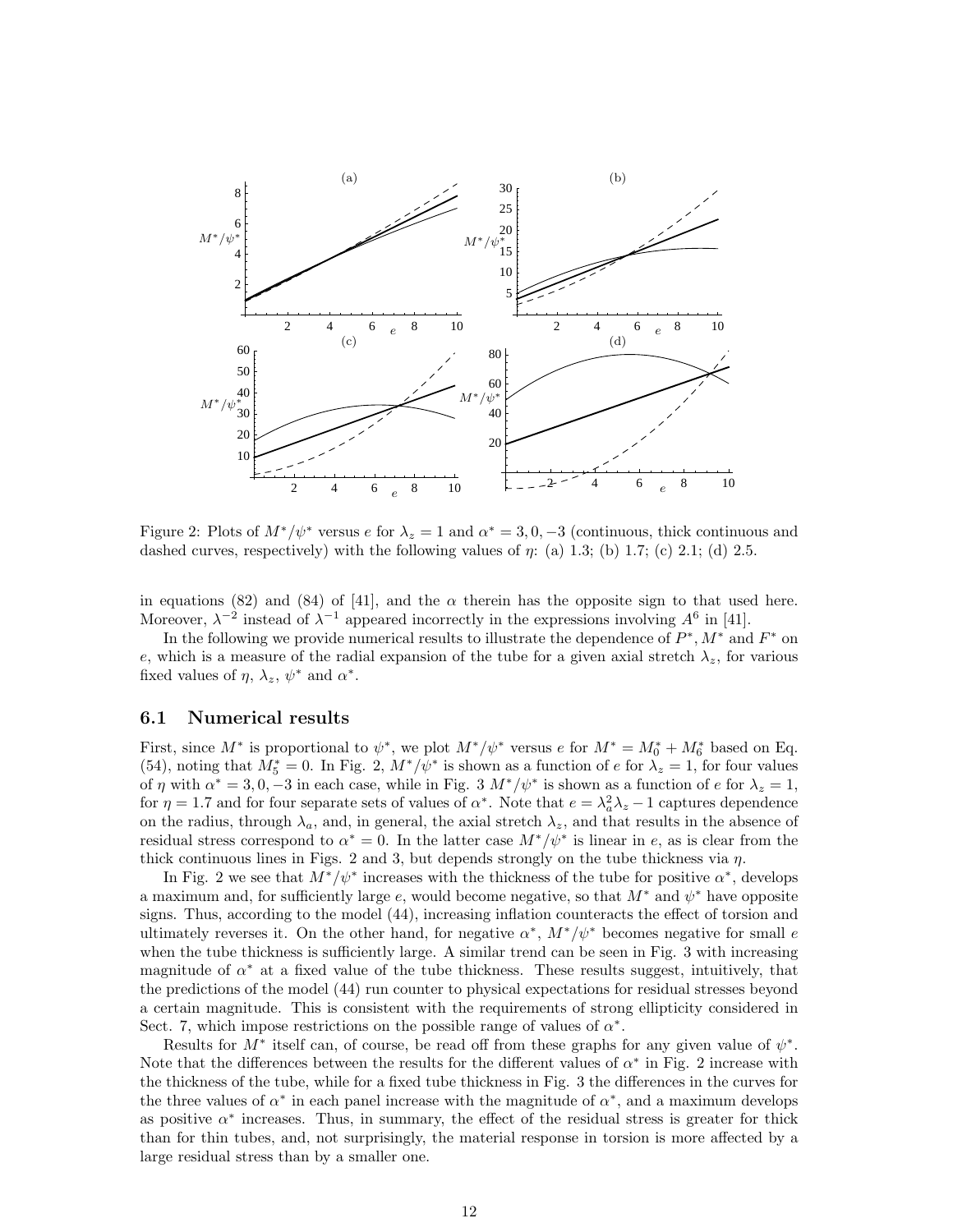Figure 2: Plots of $M^*/\psi^*$ versus $e$ for $\lambda_z = 1$ and $\alpha^* = 3, 0, -3$ (continuous, thick continuous and dashed curves, respectively) with the following values of $\eta$: (a) 1.3; (b) 1.7; (c) 2.1; (d) 2.5.

in equations (82) and (84) of [41], and the $\alpha$ therein has the opposite sign to that used here. Moreover, $\lambda^{-2}$ instead of $\lambda^{-1}$ appeared incorrectly in the expressions involving $A^6$ in [41].

In the following we provide numerical results to illustrate the dependence of $P^*, M^*$ and $F^*$ on $e$, which is a measure of the radial expansion of the tube for a given axial stretch $\lambda_z$, for various fixed values of $\eta$, $\lambda_z$, $\psi^*$ and $\alpha^*$.

### 6.1 Numerical results

First, since $M^*$ is proportional to $\psi^*$, we plot $M^*/\psi^*$ versus $e$ for $M^* = M_0^* + M_6^*$ based on Eq. (54), noting that $M_5^* = 0$. In Fig. 2, $M^*/\psi^*$ is shown as a function of $e$ for $\lambda_z = 1$, for four values of $\eta$ with $\alpha^* = 3, 0, -3$ in each case, while in Fig. 3 $M^*/\psi^*$ is shown as a function of $e$ for $\lambda_z = 1$, for $\eta = 1.7$ and for four separate sets of values of $\alpha^*$. Note that $e = \lambda_a^2\lambda_z - 1$ captures dependence on the radius, through $\lambda_a$, and, in general, the axial stretch $\lambda_z$, and that results in the absence of residual stress correspond to $\alpha^* = 0$. In the latter case $M^*/\psi^*$ is linear in $e$, as is clear from the thick continuous lines in Figs. 2 and 3, but depends strongly on the tube thickness via $\eta$.

In Fig. 2 we see that $M^*/\psi^*$ increases with the thickness of the tube for positive $\alpha^*$, develops a maximum and, for sufficiently large $e$, would become negative, so that $M^*$ and $\psi^*$ have opposite signs. Thus, according to the model (44), increasing inflation counteracts the effect of torsion and ultimately reverses it. On the other hand, for negative $\alpha^*$, $M^*/\psi^*$ becomes negative for small $e$ when the tube thickness is sufficiently large. A similar trend can be seen in Fig. 3 with increasing magnitude of $\alpha^*$ at a fixed value of the tube thickness. These results suggest, intuitively, that the predictions of the model (44) run counter to physical expectations for residual stresses beyond a certain magnitude. This is consistent with the requirements of strong ellipticity considered in Sect. 7, which impose restrictions on the possible range of values of $\alpha^*$.

Results for $M^*$ itself can, of course, be read off from these graphs for any given value of $\psi^*$. Note that the differences between the results for the different values of $\alpha^*$ in Fig. 2 increase with the thickness of the tube, while for a fixed tube thickness in Fig. 3 the differences in the curves for the three values of $\alpha^*$ in each panel increase with the magnitude of $\alpha^*$, and a maximum develops as positive $\alpha^*$ increases. Thus, in summary, the effect of the residual stress is greater for thick than for thin tubes, and, not surprisingly, the material response in torsion is more affected by a large residual stress than by a smaller one.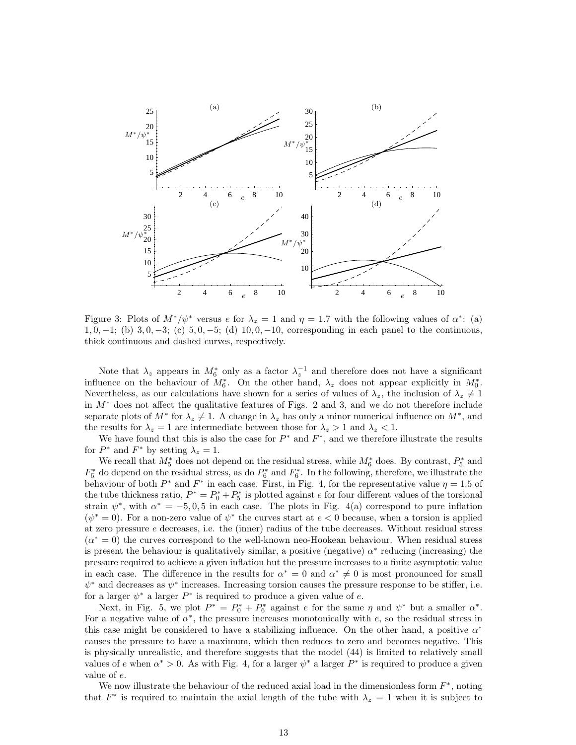Figure 3: Plots of $M^*/\psi^*$ versus $e$ for $\lambda_z = 1$ and $\eta = 1.7$ with the following values of $\alpha^*$: (a) $1, 0, -1$; (b) $3, 0, -3$; (c) $5, 0, -5$; (d) $10, 0, -10$, corresponding in each panel to the continuous, thick continuous and dashed curves, respectively.

Note that $\lambda_z$ appears in $M_6^*$ only as a factor $\lambda_z^{-1}$ and therefore does not have a significant influence on the behaviour of $M_6^*$. On the other hand, $\lambda_z$ does not appear explicitly in $M_0^*$. Nevertheless, as our calculations have shown for a series of values of $\lambda_z$, the inclusion of $\lambda_z \neq 1$ in $M^*$ does not affect the qualitative features of Figs. 2 and 3, and we do not therefore include separate plots of $M^*$ for $\lambda_z \neq 1$. A change in $\lambda_z$ has only a minor numerical influence on $M^*$, and the results for $\lambda_z = 1$ are intermediate between those for $\lambda_z > 1$ and $\lambda_z < 1$.

We have found that this is also the case for $P^*$ and $F^*$, and we therefore illustrate the results for $P^*$ and $F^*$ by setting $\lambda_z = 1$.

We recall that $M_5^*$ does not depend on the residual stress, while $M_6^*$ does. By contrast, $P_5^*$ and $F_5^*$ do depend on the residual stress, as do $P_6^*$ and $F_6^*$. In the following, therefore, we illustrate the behaviour of both $P^*$ and $F^*$ in each case. First, in Fig. 4, for the representative value $\eta = 1.5$ of the tube thickness ratio, $P^* = P_0^* + P_5^*$ is plotted against $e$ for four different values of the torsional strain $\psi^*$, with $\alpha^* = -5, 0, 5$ in each case. The plots in Fig. 4(a) correspond to pure inflation ($\psi^* = 0$). For a non-zero value of $\psi^*$ the curves start at $e < 0$ because, when a torsion is applied at zero pressure $e$ decreases, i.e. the (inner) radius of the tube decreases. Without residual stress ($\alpha^* = 0$) the curves correspond to the well-known neo-Hookean behaviour. When residual stress is present the behaviour is qualitatively similar, a positive (negative) $\alpha^*$ reducing (increasing) the pressure required to achieve a given inflation but the pressure increases to a finite asymptotic value in each case. The difference in the results for $\alpha^* = 0$ and $\alpha^* \neq 0$ is most pronounced for small $\psi^*$ and decreases as $\psi^*$ increases. Increasing torsion causes the pressure response to be stiffer, i.e. for a larger $\psi^*$ a larger $P^*$ is required to produce a given value of $e$.

Next, in Fig. 5, we plot $P^* = P_0^* + P_6^*$ against $e$ for the same $\eta$ and $\psi^*$ but a smaller $\alpha^*$. For a negative value of $\alpha^*$, the pressure increases monotonically with $e$, so the residual stress in this case might be considered to have a stabilizing influence. On the other hand, a positive $\alpha^*$ causes the pressure to have a maximum, which then reduces to zero and becomes negative. This is physically unrealistic, and therefore suggests that the model (44) is limited to relatively small values of $e$ when $\alpha^* > 0$. As with Fig. 4, for a larger $\psi^*$ a larger $P^*$ is required to produce a given value of $e$.

We now illustrate the behaviour of the reduced axial load in the dimensionless form $F^*$, noting that $F^*$ is required to maintain the axial length of the tube with $\lambda_z = 1$ when it is subject to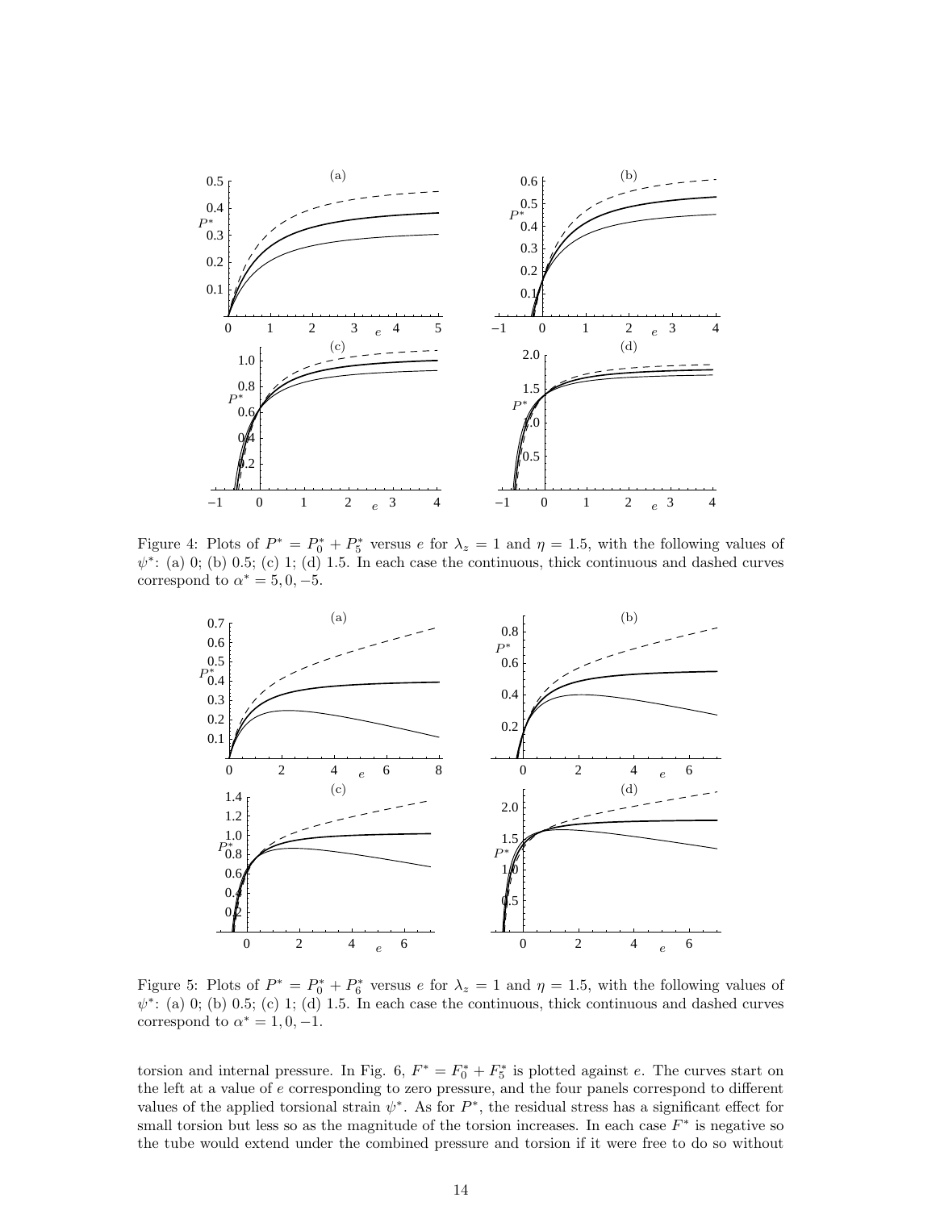Figure 4: Plots of $P^* = P_0^* + P_5^*$ versus $e$ for $\lambda_z = 1$ and $\eta = 1.5$, with the following values of $\psi^*$: (a) 0; (b) 0.5; (c) 1; (d) 1.5. In each case the continuous, thick continuous and dashed curves correspond to $\alpha^* = 5, 0, -5$.

Figure 5: Plots of $P^* = P_0^* + P_6^*$ versus $e$ for $\lambda_z = 1$ and $\eta = 1.5$, with the following values of $\psi^*$: (a) 0; (b) 0.5; (c) 1; (d) 1.5. In each case the continuous, thick continuous and dashed curves correspond to $\alpha^* = 1, 0, -1$.

torsion and internal pressure. In Fig. 6, $F^* = F_0^* + F_5^*$ is plotted against $e$. The curves start on the left at a value of $e$ corresponding to zero pressure, and the four panels correspond to different values of the applied torsional strain $\psi^*$. As for $P^*$, the residual stress has a significant effect for small torsion but less so as the magnitude of the torsion increases. In each case $F^*$ is negative so the tube would extend under the combined pressure and torsion if it were free to do so without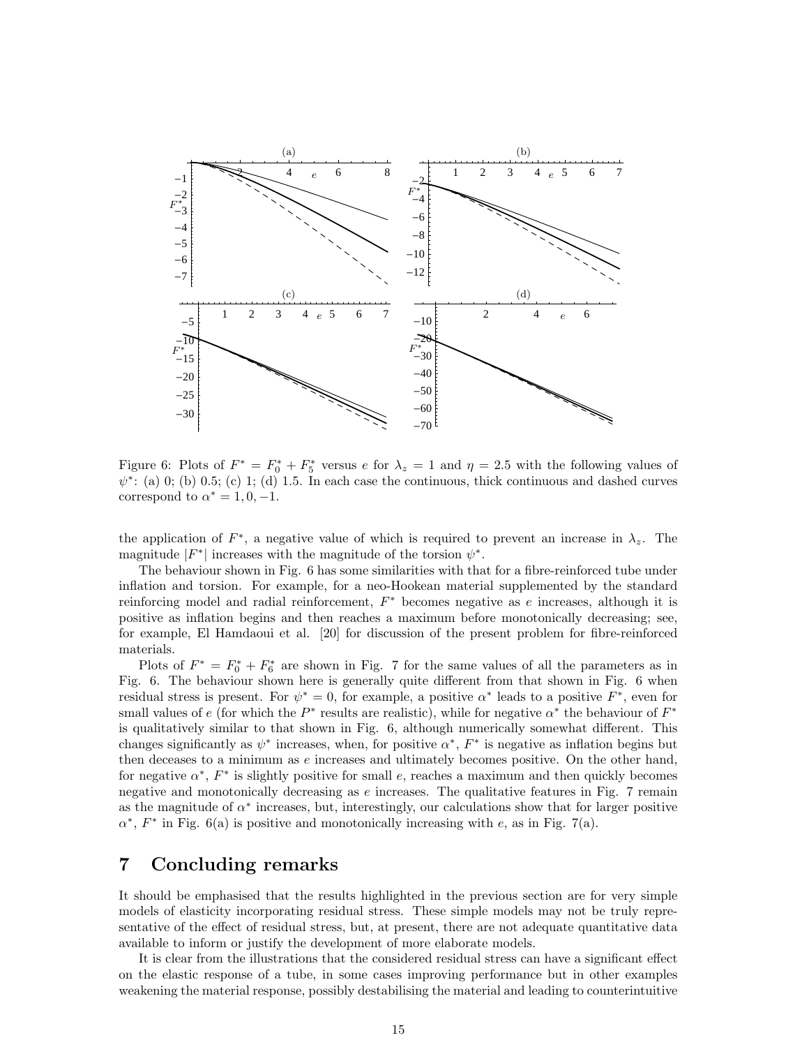Figure 6: Plots of $F^* = F_0^* + F_5^*$ versus $e$ for $\lambda_z = 1$ and $\eta = 2.5$ with the following values of $\psi^*$: (a) 0; (b) 0.5; (c) 1; (d) 1.5. In each case the continuous, thick continuous and dashed curves correspond to $\alpha^* = 1, 0, -1$.

the application of $F^*$, a negative value of which is required to prevent an increase in $\lambda_z$. The magnitude $|F^*|$ increases with the magnitude of the torsion $\psi^*$.

The behaviour shown in Fig. 6 has some similarities with that for a fibre-reinforced tube under inflation and torsion. For example, for a neo-Hookean material supplemented by the standard reinforcing model and radial reinforcement, $F^*$ becomes negative as $e$ increases, although it is positive as inflation begins and then reaches a maximum before monotonically decreasing; see, for example, El Hamdaoui et al. [20] for discussion of the present problem for fibre-reinforced materials.

Plots of $F^* = F_0^* + F_6^*$ are shown in Fig. 7 for the same values of all the parameters as in Fig. 6. The behaviour shown here is generally quite different from that shown in Fig. 6 when residual stress is present. For $\psi^* = 0$, for example, a positive $\alpha^*$ leads to a positive $F^*$, even for small values of $e$ (for which the $P^*$ results are realistic), while for negative $\alpha^*$ the behaviour of $F^*$ is qualitatively similar to that shown in Fig. 6, although numerically somewhat different. This changes significantly as $\psi^*$ increases, when, for positive $\alpha^*$, $F^*$ is negative as inflation begins but then deceases to a minimum as $e$ increases and ultimately becomes positive. On the other hand, for negative $\alpha^*$, $F^*$ is slightly positive for small $e$, reaches a maximum and then quickly becomes negative and monotonically decreasing as $e$ increases. The qualitative features in Fig. 7 remain as the magnitude of $\alpha^*$ increases, but, interestingly, our calculations show that for larger positive $\alpha^*$, $F^*$ in Fig. 6(a) is positive and monotonically increasing with $e$, as in Fig. 7(a).

# 7 Concluding remarks

It should be emphasised that the results highlighted in the previous section are for very simple models of elasticity incorporating residual stress. These simple models may not be truly representative of the effect of residual stress, but, at present, there are not adequate quantitative data available to inform or justify the development of more elaborate models.

It is clear from the illustrations that the considered residual stress can have a significant effect on the elastic response of a tube, in some cases improving performance but in other examples weakening the material response, possibly destabilising the material and leading to counterintuitive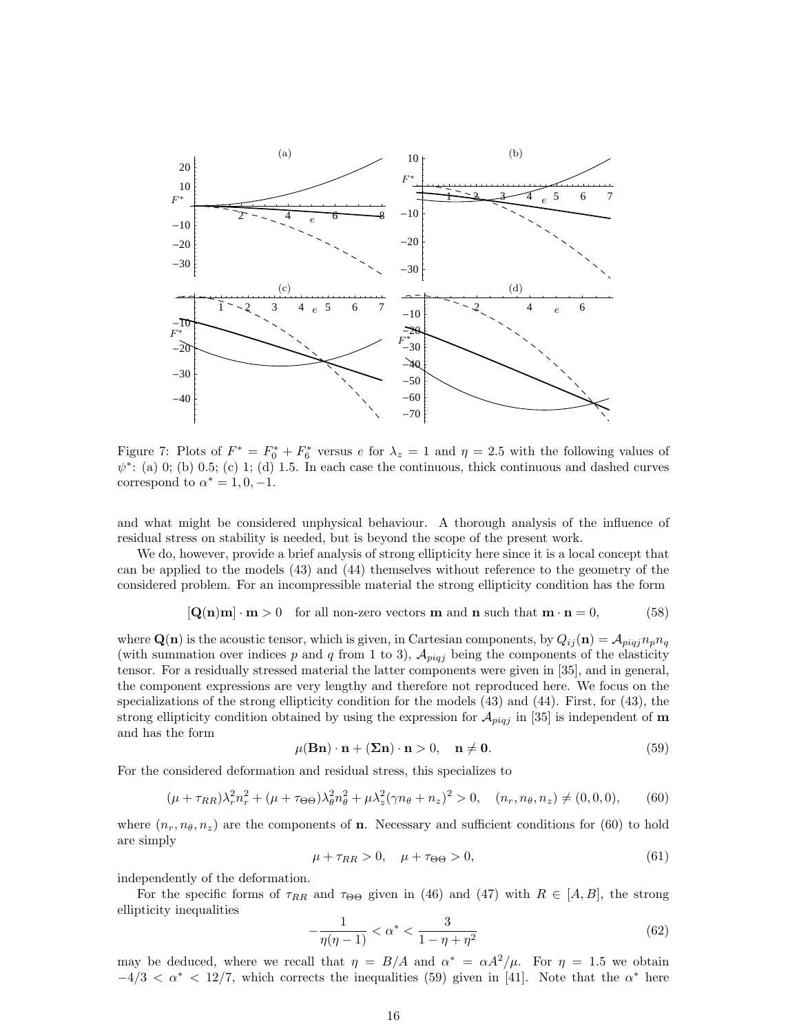Figure 7: Plots of $F^* = F_0^* + F_6^*$ versus $e$ for $\lambda_z = 1$ and $\eta = 2.5$ with the following values of $\psi^*$: (a) 0; (b) 0.5; (c) 1; (d) 1.5. In each case the continuous, thick continuous and dashed curves correspond to $\alpha^* = 1, 0, -1$.

and what might be considered unphysical behaviour. A thorough analysis of the influence of residual stress on stability is needed, but is beyond the scope of the present work.

We do, however, provide a brief analysis of strong ellipticity here since it is a local concept that can be applied to the models (43) and (44) themselves without reference to the geometry of the considered problem. For an incompressible material the strong ellipticity condition has the form

$$[\mathbf{Q}(\mathbf{n})\mathbf{m}] \cdot \mathbf{m} > 0 \quad \text{for all non-zero vectors } \mathbf{m} \text{ and } \mathbf{n} \text{ such that } \mathbf{m} \cdot \mathbf{n} = 0, \tag{58}$$

where $\mathbf{Q}(\mathbf{n})$ is the acoustic tensor, which is given, in Cartesian components, by $Q_{ij}(\mathbf{n}) = \mathcal{A}_{piqj} n_p n_q$ (with summation over indices $p$ and $q$ from 1 to 3), $\mathcal{A}_{piqj}$ being the components of the elasticity tensor. For a residually stressed material the latter components were given in [35], and in general, the component expressions are very lengthy and therefore not reproduced here. We focus on the specializations of the strong ellipticity condition for the models (43) and (44). First, for (43), the strong ellipticity condition obtained by using the expression for $\mathcal{A}_{piqj}$ in [35] is independent of $\mathbf{m}$ and has the form

$$\mu(\mathbf{B}\mathbf{n}) \cdot \mathbf{n} + (\boldsymbol{\Sigma}\mathbf{n}) \cdot \mathbf{n} > 0, \quad \mathbf{n} \neq \mathbf{0}. \tag{59}$$

For the considered deformation and residual stress, this specializes to

$$(\mu + \tau_{RR})\lambda_r^2 n_r^2 + (\mu + \tau_{\Theta\Theta})\lambda_\theta^2 n_\theta^2 + \mu\lambda_z^2(\gamma n_\theta + n_z)^2 > 0, \quad (n_r, n_\theta, n_z) \neq (0, 0, 0), \tag{60}$$

where $(n_r, n_\theta, n_z)$ are the components of $\mathbf{n}$. Necessary and sufficient conditions for (60) to hold are simply

$$\mu + \tau_{RR} > 0, \quad \mu + \tau_{\Theta\Theta} > 0, \tag{61}$$

independently of the deformation.

For the specific forms of $\tau_{RR}$ and $\tau_{\Theta\Theta}$ given in (46) and (47) with $R \in [A, B]$, the strong ellipticity inequalities

$$-\frac{1}{\eta(\eta - 1)} < \alpha^* < \frac{3}{1 - \eta + \eta^2} \tag{62}$$

may be deduced, where we recall that $\eta = B/A$ and $\alpha^* = \alpha A^2/\mu$. For $\eta = 1.5$ we obtain $-4/3 < \alpha^* < 12/7$, which corrects the inequalities (59) given in [41]. Note that the $\alpha^*$ here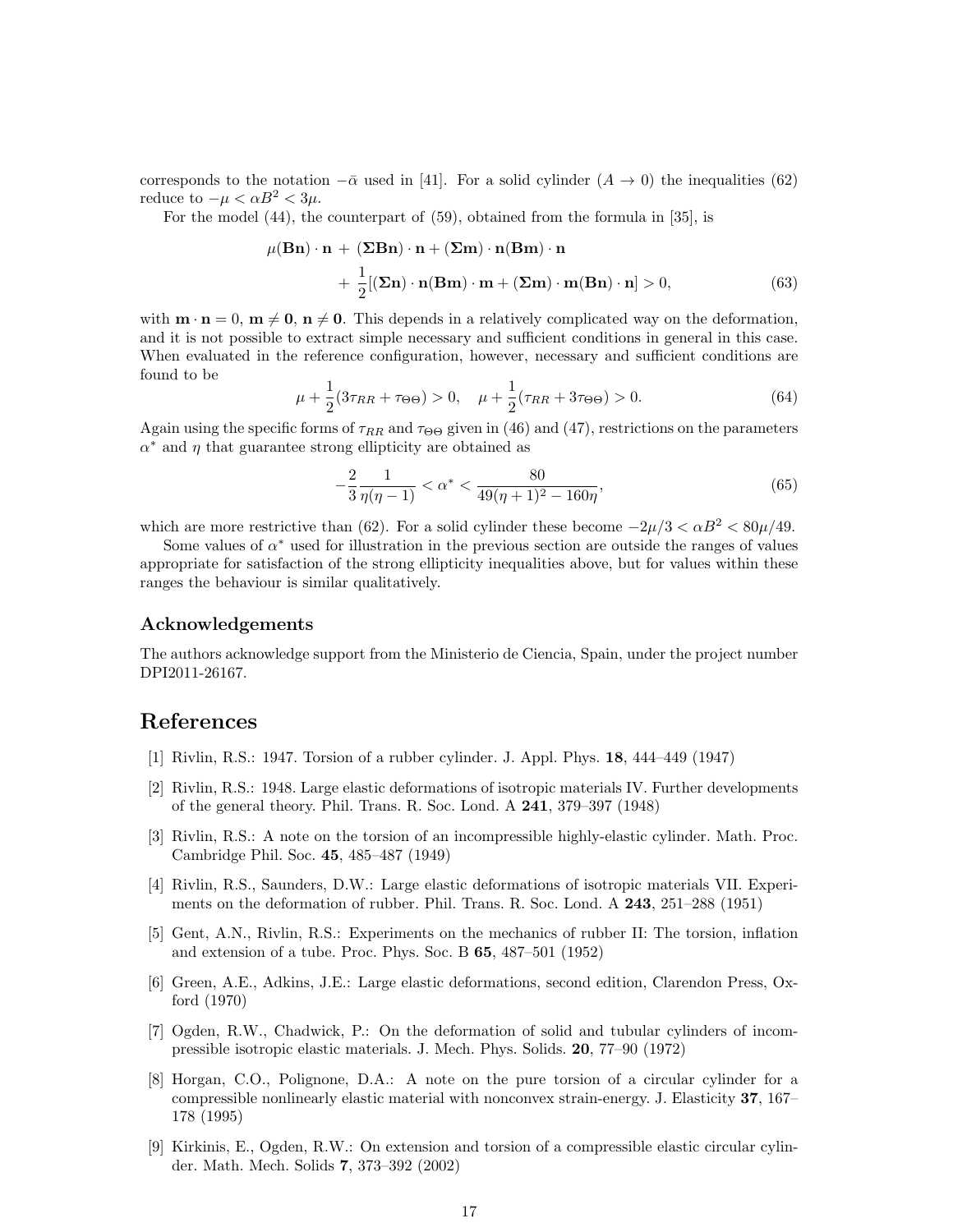corresponds to the notation $-\bar{\alpha}$ used in [41]. For a solid cylinder ($A \to 0$) the inequalities (62) reduce to $-\mu < \alpha B^2 < 3\mu$.

For the model (44), the counterpart of (59), obtained from the formula in [35], is

$$\mu(\mathbf{Bn}) \cdot \mathbf{n} + (\mathbf{\Sigma Bn}) \cdot \mathbf{n} + (\mathbf{\Sigma m}) \cdot \mathbf{n}(\mathbf{Bm}) \cdot \mathbf{n} + \frac{1}{2}[(\mathbf{\Sigma n}) \cdot \mathbf{n}(\mathbf{Bm}) \cdot \mathbf{m} + (\mathbf{\Sigma m}) \cdot \mathbf{m}(\mathbf{Bn}) \cdot \mathbf{n}] > 0, \tag{63}$$

with $\mathbf{m} \cdot \mathbf{n} = 0$, $\mathbf{m} \neq \mathbf{0}$, $\mathbf{n} \neq \mathbf{0}$. This depends in a relatively complicated way on the deformation, and it is not possible to extract simple necessary and sufficient conditions in general in this case. When evaluated in the reference configuration, however, necessary and sufficient conditions are found to be

$$\mu + \frac{1}{2}(3\tau_{RR} + \tau_{\Theta\Theta}) > 0, \quad \mu + \frac{1}{2}(\tau_{RR} + 3\tau_{\Theta\Theta}) > 0. \tag{64}$$

Again using the specific forms of $\tau_{RR}$ and $\tau_{\Theta\Theta}$ given in (46) and (47), restrictions on the parameters $\alpha^*$ and $\eta$ that guarantee strong ellipticity are obtained as

$$-\frac{2}{3}\frac{1}{\eta(\eta - 1)} < \alpha^* < \frac{80}{49(\eta + 1)^2 - 160\eta}, \tag{65}$$

which are more restrictive than (62). For a solid cylinder these become $-2\mu/3 < \alpha B^2 < 80\mu/49$.

Some values of $\alpha^*$ used for illustration in the previous section are outside the ranges of values appropriate for satisfaction of the strong ellipticity inequalities above, but for values within these ranges the behaviour is similar qualitatively.

### Acknowledgements

The authors acknowledge support from the Ministerio de Ciencia, Spain, under the project number DPI2011-26167.

## References

[1] Rivlin, R.S.: 1947. Torsion of a rubber cylinder. J. Appl. Phys. **18**, 444–449 (1947)

[2] Rivlin, R.S.: 1948. Large elastic deformations of isotropic materials IV. Further developments of the general theory. Phil. Trans. R. Soc. Lond. A **241**, 379–397 (1948)

[3] Rivlin, R.S.: A note on the torsion of an incompressible highly-elastic cylinder. Math. Proc. Cambridge Phil. Soc. **45**, 485–487 (1949)

[4] Rivlin, R.S., Saunders, D.W.: Large elastic deformations of isotropic materials VII. Experiments on the deformation of rubber. Phil. Trans. R. Soc. Lond. A **243**, 251–288 (1951)

[5] Gent, A.N., Rivlin, R.S.: Experiments on the mechanics of rubber II: The torsion, inflation and extension of a tube. Proc. Phys. Soc. B **65**, 487–501 (1952)

[6] Green, A.E., Adkins, J.E.: Large elastic deformations, second edition, Clarendon Press, Oxford (1970)

[7] Ogden, R.W., Chadwick, P.: On the deformation of solid and tubular cylinders of incompressible isotropic elastic materials. J. Mech. Phys. Solids. **20**, 77–90 (1972)

[8] Horgan, C.O., Polignone, D.A.: A note on the pure torsion of a circular cylinder for a compressible nonlinearly elastic material with nonconvex strain-energy. J. Elasticity **37**, 167–178 (1995)

[9] Kirkinis, E., Ogden, R.W.: On extension and torsion of a compressible elastic circular cylinder. Math. Mech. Solids **7**, 373–392 (2002)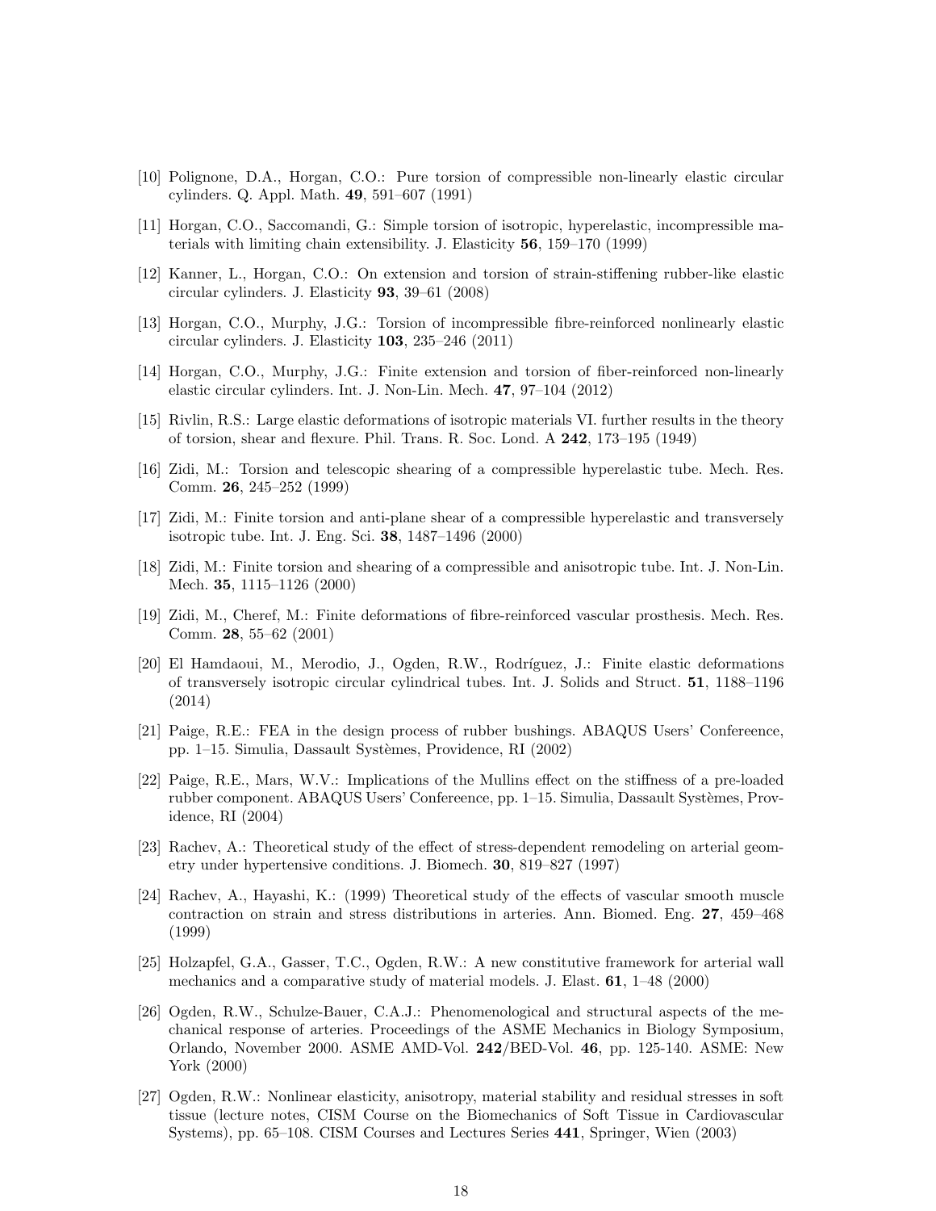[10] Polignone, D.A., Horgan, C.O.: Pure torsion of compressible non-linearly elastic circular cylinders. Q. Appl. Math. **49**, 591–607 (1991)

[11] Horgan, C.O., Saccomandi, G.: Simple torsion of isotropic, hyperelastic, incompressible materials with limiting chain extensibility. J. Elasticity **56**, 159–170 (1999)

[12] Kanner, L., Horgan, C.O.: On extension and torsion of strain-stiffening rubber-like elastic circular cylinders. J. Elasticity **93**, 39–61 (2008)

[13] Horgan, C.O., Murphy, J.G.: Torsion of incompressible fibre-reinforced nonlinearly elastic circular cylinders. J. Elasticity **103**, 235–246 (2011)

[14] Horgan, C.O., Murphy, J.G.: Finite extension and torsion of fiber-reinforced non-linearly elastic circular cylinders. Int. J. Non-Lin. Mech. **47**, 97–104 (2012)

[15] Rivlin, R.S.: Large elastic deformations of isotropic materials VI. further results in the theory of torsion, shear and flexure. Phil. Trans. R. Soc. Lond. A **242**, 173–195 (1949)

[16] Zidi, M.: Torsion and telescopic shearing of a compressible hyperelastic tube. Mech. Res. Comm. **26**, 245–252 (1999)

[17] Zidi, M.: Finite torsion and anti-plane shear of a compressible hyperelastic and transversely isotropic tube. Int. J. Eng. Sci. **38**, 1487–1496 (2000)

[18] Zidi, M.: Finite torsion and shearing of a compressible and anisotropic tube. Int. J. Non-Lin. Mech. **35**, 1115–1126 (2000)

[19] Zidi, M., Cheref, M.: Finite deformations of fibre-reinforced vascular prosthesis. Mech. Res. Comm. **28**, 55–62 (2001)

[20] El Hamdaoui, M., Merodio, J., Ogden, R.W., Rodríguez, J.: Finite elastic deformations of transversely isotropic circular cylindrical tubes. Int. J. Solids and Struct. **51**, 1188–1196 (2014)

[21] Paige, R.E.: FEA in the design process of rubber bushings. ABAQUS Users' Confereence, pp. 1–15. Simulia, Dassault Systèmes, Providence, RI (2002)

[22] Paige, R.E., Mars, W.V.: Implications of the Mullins effect on the stiffness of a pre-loaded rubber component. ABAQUS Users' Confereence, pp. 1–15. Simulia, Dassault Systèmes, Providence, RI (2004)

[23] Rachev, A.: Theoretical study of the effect of stress-dependent remodeling on arterial geometry under hypertensive conditions. J. Biomech. **30**, 819–827 (1997)

[24] Rachev, A., Hayashi, K.: (1999) Theoretical study of the effects of vascular smooth muscle contraction on strain and stress distributions in arteries. Ann. Biomed. Eng. **27**, 459–468 (1999)

[25] Holzapfel, G.A., Gasser, T.C., Ogden, R.W.: A new constitutive framework for arterial wall mechanics and a comparative study of material models. J. Elast. **61**, 1–48 (2000)

[26] Ogden, R.W., Schulze-Bauer, C.A.J.: Phenomenological and structural aspects of the mechanical response of arteries. Proceedings of the ASME Mechanics in Biology Symposium, Orlando, November 2000. ASME AMD-Vol. **242**/BED-Vol. **46**, pp. 125-140. ASME: New York (2000)

[27] Ogden, R.W.: Nonlinear elasticity, anisotropy, material stability and residual stresses in soft tissue (lecture notes, CISM Course on the Biomechanics of Soft Tissue in Cardiovascular Systems), pp. 65–108. CISM Courses and Lectures Series **441**, Springer, Wien (2003)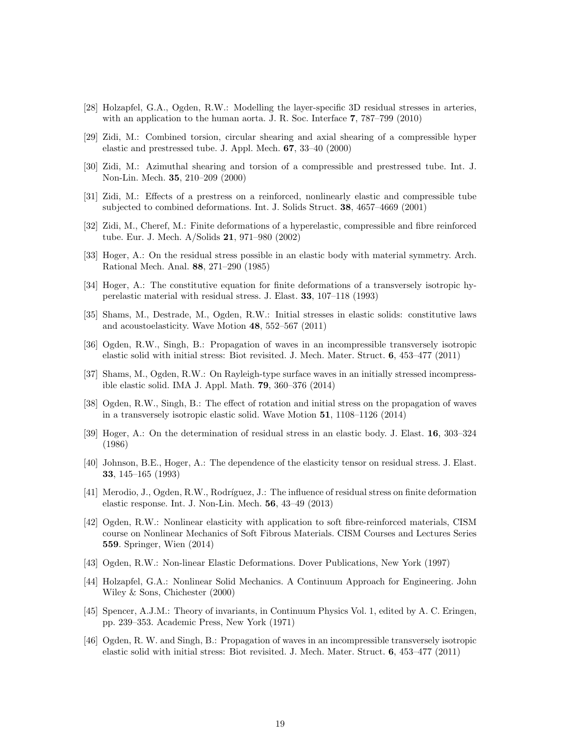[28] Holzapfel, G.A., Ogden, R.W.: Modelling the layer-specific 3D residual stresses in arteries, with an application to the human aorta. J. R. Soc. Interface **7**, 787–799 (2010)

[29] Zidi, M.: Combined torsion, circular shearing and axial shearing of a compressible hyper elastic and prestressed tube. J. Appl. Mech. **67**, 33–40 (2000)

[30] Zidi, M.: Azimuthal shearing and torsion of a compressible and prestressed tube. Int. J. Non-Lin. Mech. **35**, 210–209 (2000)

[31] Zidi, M.: Effects of a prestress on a reinforced, nonlinearly elastic and compressible tube subjected to combined deformations. Int. J. Solids Struct. **38**, 4657–4669 (2001)

[32] Zidi, M., Cheref, M.: Finite deformations of a hyperelastic, compressible and fibre reinforced tube. Eur. J. Mech. A/Solids **21**, 971–980 (2002)

[33] Hoger, A.: On the residual stress possible in an elastic body with material symmetry. Arch. Rational Mech. Anal. **88**, 271–290 (1985)

[34] Hoger, A.: The constitutive equation for finite deformations of a transversely isotropic hyperelastic material with residual stress. J. Elast. **33**, 107–118 (1993)

[35] Shams, M., Destrade, M., Ogden, R.W.: Initial stresses in elastic solids: constitutive laws and acoustoelasticity. Wave Motion **48**, 552–567 (2011)

[36] Ogden, R.W., Singh, B.: Propagation of waves in an incompressible transversely isotropic elastic solid with initial stress: Biot revisited. J. Mech. Mater. Struct. **6**, 453–477 (2011)

[37] Shams, M., Ogden, R.W.: On Rayleigh-type surface waves in an initially stressed incompressible elastic solid. IMA J. Appl. Math. **79**, 360–376 (2014)

[38] Ogden, R.W., Singh, B.: The effect of rotation and initial stress on the propagation of waves in a transversely isotropic elastic solid. Wave Motion **51**, 1108–1126 (2014)

[39] Hoger, A.: On the determination of residual stress in an elastic body. J. Elast. **16**, 303–324 (1986)

[40] Johnson, B.E., Hoger, A.: The dependence of the elasticity tensor on residual stress. J. Elast. **33**, 145–165 (1993)

[41] Merodio, J., Ogden, R.W., Rodríguez, J.: The influence of residual stress on finite deformation elastic response. Int. J. Non-Lin. Mech. **56**, 43–49 (2013)

[42] Ogden, R.W.: Nonlinear elasticity with application to soft fibre-reinforced materials, CISM course on Nonlinear Mechanics of Soft Fibrous Materials. CISM Courses and Lectures Series **559**. Springer, Wien (2014)

[43] Ogden, R.W.: Non-linear Elastic Deformations. Dover Publications, New York (1997)

[44] Holzapfel, G.A.: Nonlinear Solid Mechanics. A Continuum Approach for Engineering. John Wiley & Sons, Chichester (2000)

[45] Spencer, A.J.M.: Theory of invariants, in Continuum Physics Vol. 1, edited by A. C. Eringen, pp. 239–353. Academic Press, New York (1971)

[46] Ogden, R. W. and Singh, B.: Propagation of waves in an incompressible transversely isotropic elastic solid with initial stress: Biot revisited. J. Mech. Mater. Struct. **6**, 453–477 (2011)